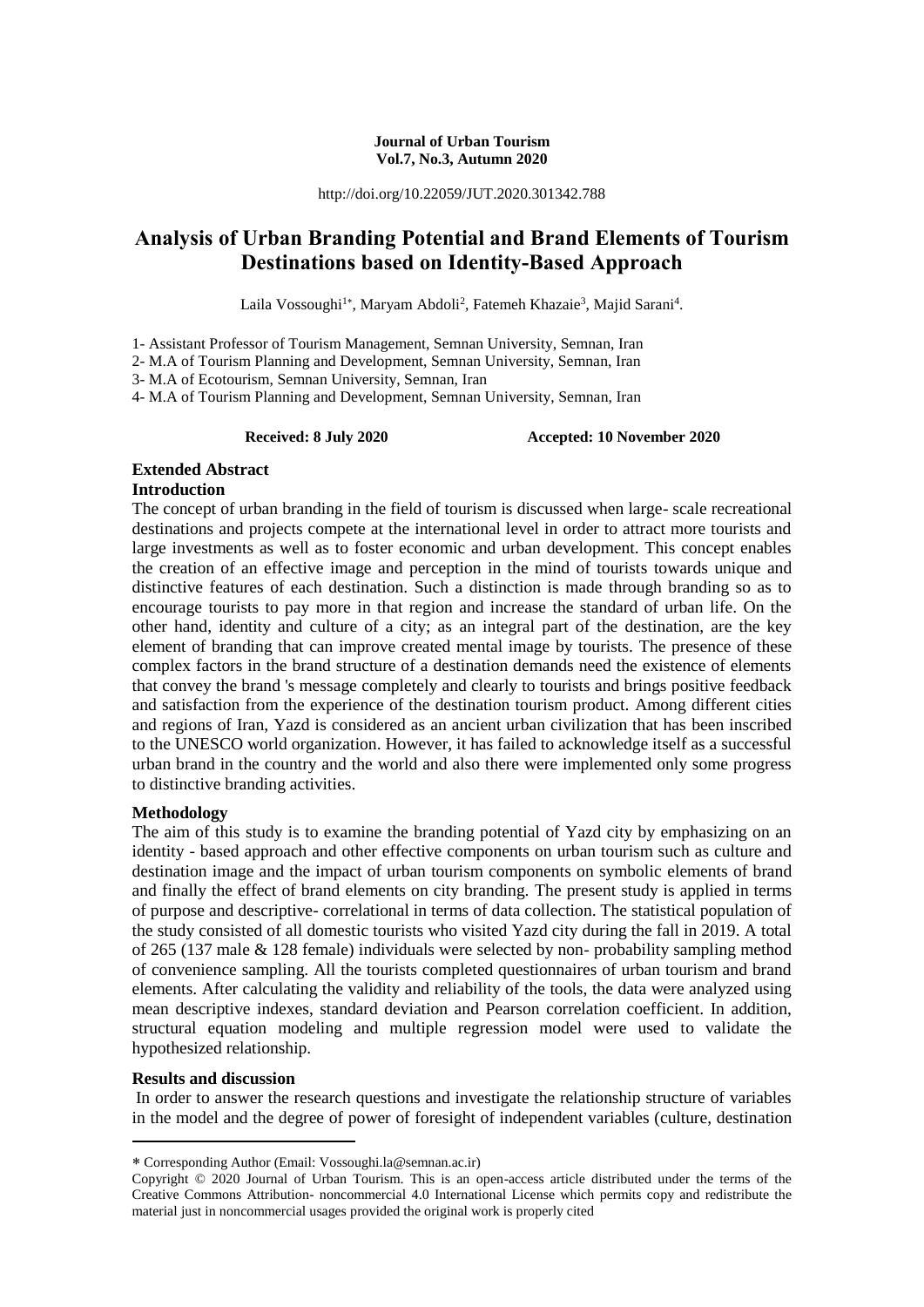**Journal of Urban Tourism**
**Vol.7, No.3, Autumn 2020**

http://doi.org/10.22059/JUT.2020.301342.788

# Analysis of Urban Branding Potential and Brand Elements of Tourism Destinations based on Identity-Based Approach

Laila Vossoughi[1*], Maryam Abdoli[2], Fatemeh Khazaie[3], Majid Sarani[4].

1- Assistant Professor of Tourism Management, Semnan University, Semnan, Iran
2- M.A of Tourism Planning and Development, Semnan University, Semnan, Iran
3- M.A of Ecotourism, Semnan University, Semnan, Iran
4- M.A of Tourism Planning and Development, Semnan University, Semnan, Iran

**Received: 8 July 2020** **Accepted: 10 November 2020**

## Extended Abstract

### Introduction

The concept of urban branding in the field of tourism is discussed when large- scale recreational destinations and projects compete at the international level in order to attract more tourists and large investments as well as to foster economic and urban development. This concept enables the creation of an effective image and perception in the mind of tourists towards unique and distinctive features of each destination. Such a distinction is made through branding so as to encourage tourists to pay more in that region and increase the standard of urban life. On the other hand, identity and culture of a city; as an integral part of the destination, are the key element of branding that can improve created mental image by tourists. The presence of these complex factors in the brand structure of a destination demands need the existence of elements that convey the brand 's message completely and clearly to tourists and brings positive feedback and satisfaction from the experience of the destination tourism product. Among different cities and regions of Iran, Yazd is considered as an ancient urban civilization that has been inscribed to the UNESCO world organization. However, it has failed to acknowledge itself as a successful urban brand in the country and the world and also there were implemented only some progress to distinctive branding activities.

### Methodology

The aim of this study is to examine the branding potential of Yazd city by emphasizing on an identity - based approach and other effective components on urban tourism such as culture and destination image and the impact of urban tourism components on symbolic elements of brand and finally the effect of brand elements on city branding. The present study is applied in terms of purpose and descriptive- correlational in terms of data collection. The statistical population of the study consisted of all domestic tourists who visited Yazd city during the fall in 2019. A total of 265 (137 male & 128 female) individuals were selected by non- probability sampling method of convenience sampling. All the tourists completed questionnaires of urban tourism and brand elements. After calculating the validity and reliability of the tools, the data were analyzed using mean descriptive indexes, standard deviation and Pearson correlation coefficient. In addition, structural equation modeling and multiple regression model were used to validate the hypothesized relationship.

### Results and discussion

In order to answer the research questions and investigate the relationship structure of variables in the model and the degree of power of foresight of independent variables (culture, destination

---

* Corresponding Author (Email: Vossoughi.la@semnan.ac.ir)

Copyright © 2020 Journal of Urban Tourism. This is an open-access article distributed under the terms of the Creative Commons Attribution- noncommercial 4.0 International License which permits copy and redistribute the material just in noncommercial usages provided the original work is properly cited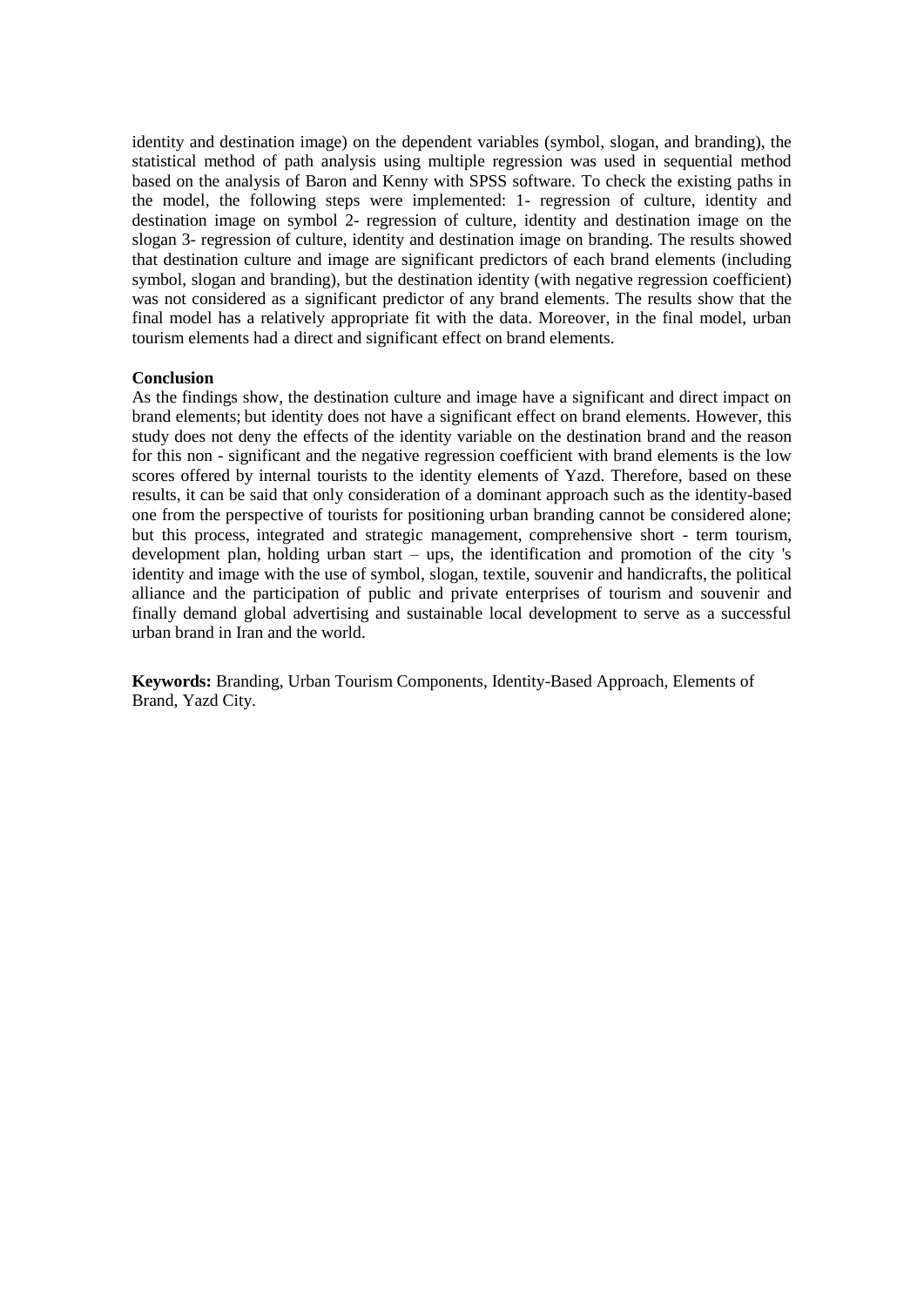identity and destination image) on the dependent variables (symbol, slogan, and branding), the statistical method of path analysis using multiple regression was used in sequential method based on the analysis of Baron and Kenny with SPSS software. To check the existing paths in the model, the following steps were implemented: 1- regression of culture, identity and destination image on symbol 2- regression of culture, identity and destination image on the slogan 3- regression of culture, identity and destination image on branding. The results showed that destination culture and image are significant predictors of each brand elements (including symbol, slogan and branding), but the destination identity (with negative regression coefficient) was not considered as a significant predictor of any brand elements. The results show that the final model has a relatively appropriate fit with the data. Moreover, in the final model, urban tourism elements had a direct and significant effect on brand elements.

**Conclusion**

As the findings show, the destination culture and image have a significant and direct impact on brand elements; but identity does not have a significant effect on brand elements. However, this study does not deny the effects of the identity variable on the destination brand and the reason for this non - significant and the negative regression coefficient with brand elements is the low scores offered by internal tourists to the identity elements of Yazd. Therefore, based on these results, it can be said that only consideration of a dominant approach such as the identity-based one from the perspective of tourists for positioning urban branding cannot be considered alone; but this process, integrated and strategic management, comprehensive short - term tourism, development plan, holding urban start – ups, the identification and promotion of the city 's identity and image with the use of symbol, slogan, textile, souvenir and handicrafts, the political alliance and the participation of public and private enterprises of tourism and souvenir and finally demand global advertising and sustainable local development to serve as a successful urban brand in Iran and the world.

**Keywords:** Branding, Urban Tourism Components, Identity-Based Approach, Elements of Brand, Yazd City.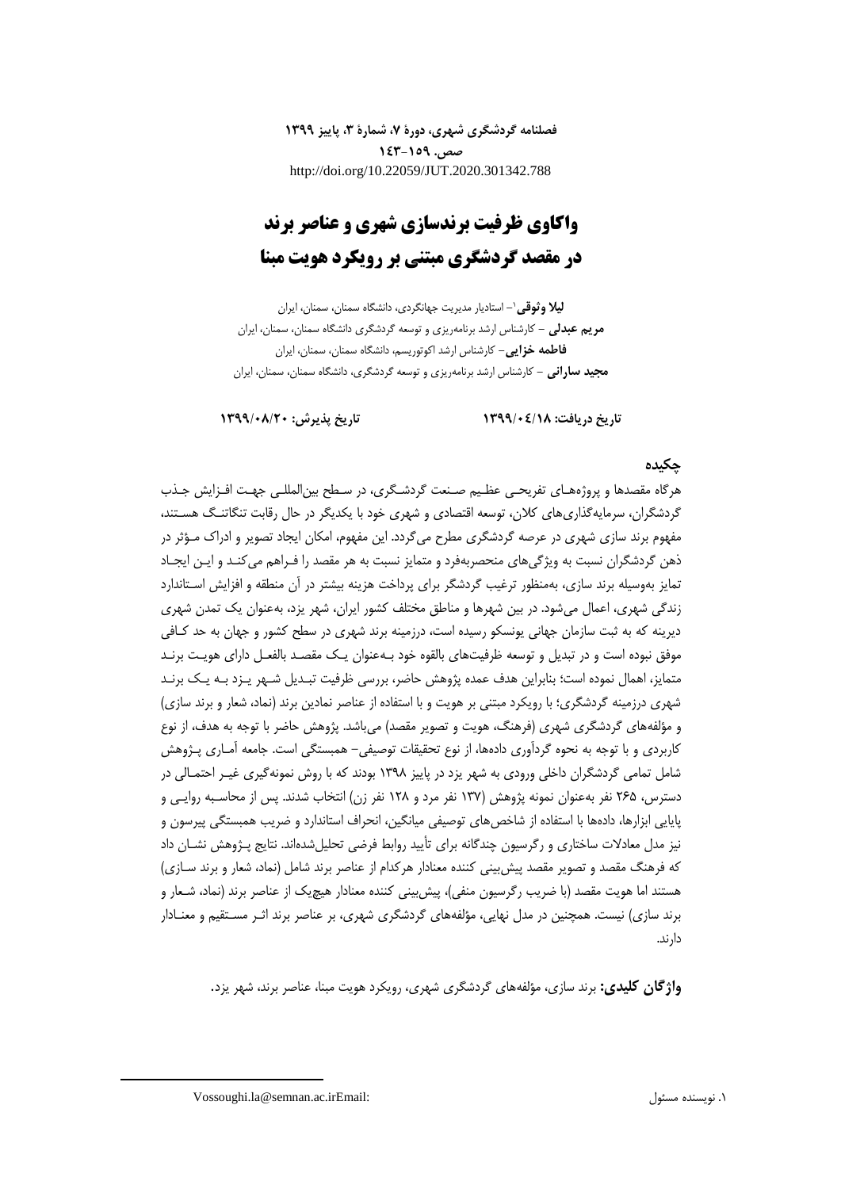# واکاوی ظرفیت برندسازی شهری و عناصر برند در مقصد گردشگری مبتنی بر رویکرد هویت مبنا

**لیلا وثوقی**[1] – استادیار مدیریت جهانگردی، دانشگاه سمنان، سمنان، ایران

**مریم عبدلی** – کارشناس ارشد برنامه‌ریزی و توسعه گردشگری دانشگاه سمنان، سمنان، ایران

**فاطمه خزایی**– کارشناس ارشد اکوتوریسم، دانشگاه سمنان، سمنان، ایران

**مجید سارانی** – کارشناس ارشد برنامه‌ریزی و توسعه گردشگری، دانشگاه سمنان، سمنان، ایران

**تاریخ دریافت: ۱۳۹۹/۰۴/۱۸** **تاریخ پذیرش: ۱۳۹۹/۰۸/۲۰**

## چکیده

هرگاه مقصدها و پروژه‌های تفریحی عظیم صنعت گردشگری، در سطح بین‌المللی جهت افزایش جذب گردشگران، سرمایه‌گذاری‌های کلان، توسعه اقتصادی و شهری خود با یکدیگر در حال رقابت تنگاتنگ هستند، مفهوم برند سازی شهری در عرصه گردشگری مطرح می‌گردد. این مفهوم، امکان ایجاد تصویر و ادراک مؤثر در ذهن گردشگران نسبت به ویژگی‌های منحصربه‌فرد و متمایز نسبت به هر مقصد را فراهم می‌کند و این ایجاد تمایز به‌وسیله برند سازی، به‌منظور ترغیب گردشگر برای پرداخت هزینه بیشتر در آن منطقه و افزایش استاندارد زندگی شهری، اعمال می‌شود. در بین شهرها و مناطق مختلف کشور ایران، شهر یزد، به‌عنوان یک تمدن شهری دیرینه که به ثبت سازمان جهانی یونسکو رسیده است، درزمینه برند شهری در سطح کشور و جهان به حد کافی موفق نبوده است و در تبدیل و توسعه ظرفیت‌های بالقوه خود به‌عنوان یک مقصد بالفعل دارای هویت برند متمایز، اهمال نموده است؛ بنابراین هدف عمده پژوهش حاضر، بررسی ظرفیت تبدیل شهر یزد به یک برند شهری درزمینه گردشگری؛ با رویکرد مبتنی بر هویت و با استفاده از عناصر نمادین برند (نماد، شعار و برند سازی) و مؤلفه‌های گردشگری شهری (فرهنگ، هویت و تصویر مقصد) می‌باشد. پژوهش حاضر با توجه به هدف، از نوع کاربردی و با توجه به نحوه گردآوری داده‌ها، از نوع تحقیقات توصیفی- همبستگی است. جامعه آماری پژوهش شامل تمامی گردشگران داخلی ورودی به شهر یزد در پاییز ۱۳۹۸ بودند که با روش نمونه‌گیری غیر احتمالی در دسترس، ۲۶۵ نفر به‌عنوان نمونه پژوهش (۱۳۷ نفر مرد و ۱۲۸ نفر زن) انتخاب شدند. پس از محاسبه روایی و پایایی ابزارها، داده‌ها با استفاده از شاخص‌های توصیفی میانگین، انحراف استاندارد و ضریب همبستگی پیرسون و نیز مدل معادلات ساختاری و رگرسیون چندگانه برای تأیید روابط فرضی تحلیل‌شده‌اند. نتایج پژوهش نشان داد که فرهنگ مقصد و تصویر مقصد پیش‌بینی کننده معنادار هرکدام از عناصر برند شامل (نماد، شعار و برند سازی) هستند اما هویت مقصد (با ضریب رگرسیون منفی)، پیش‌بینی کننده معنادار هیچ‌یک از عناصر برند (نماد، شعار و برند سازی) نیست. همچنین در مدل نهایی، مؤلفه‌های گردشگری شهری، بر عناصر برند اثر مستقیم و معنادار دارند.

**واژگان کلیدی:** برند سازی، مؤلفه‌های گردشگری شهری، رویکرد هویت مبنا، عناصر برند، شهر یزد.

---

[1] نویسنده مسئول Email: Vossoughi.la@semnan.ac.ir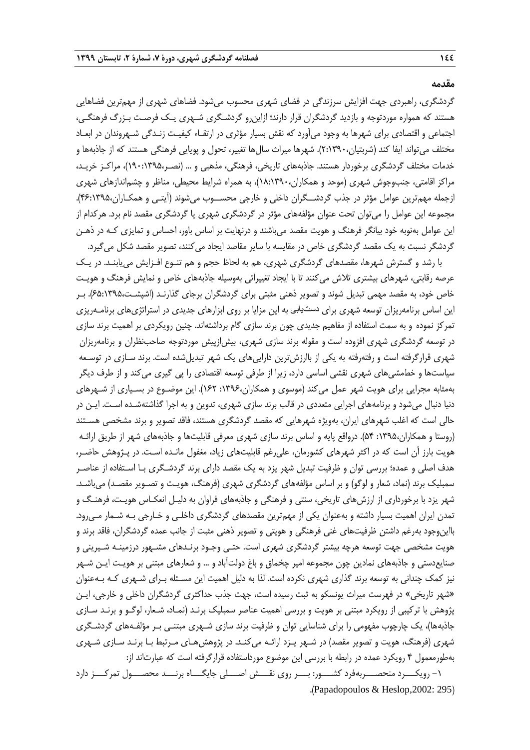## مقدمه

گردشگری، راهبردی جهت افزایش سرزندگی در فضای شهری محسوب می‌شود. فضاهای شهری از مهم‌ترین فضاهایی هستند که همواره موردتوجه و بازدید گردشگران قرار دارند؛ ازاین‌رو گردشگری شهری یک فرصت بزرگ فرهنگی، اجتماعی و اقتصادی برای شهرها به وجود می‌آورد که نقش بسیار مؤثری در ارتقاء کیفیت زندگی شهروندان در ابعاد مختلف می‌تواند ایفا کند (شربتیان،۱۳۹۰:۲). شهرها میراث سال‌ها تغییر، تحول و پویایی فرهنگی هستند که از جاذبه‌ها و خدمات مختلف گردشگری برخوردار هستند. جاذبه‌های تاریخی، فرهنگی، مذهبی و ... (نصر،۱۳۹۵:۱۹۰)، مراکز خرید، مراکز اقامتی، جنب‌وجوش شهری (موحد و همکاران،۱۳۹۰:۱۸)، به همراه شرایط محیطی، مناظر و چشم‌اندازهای شهری ازجمله مهم‌ترین عوامل مؤثر در جذب گردشگران داخلی و خارجی محسوب می‌شوند (آیتی و همکاران،۱۳۹۵:۴۶). مجموعه این عوامل را می‌توان تحت عنوان مؤلفه‌های مؤثر در گردشگری شهری یا گردشگری مقصد نام برد. هرکدام از این عوامل به‌نوبه خود بیانگر فرهنگ و هویت مقصد می‌باشند و درنهایت بر اساس باور، احساس و تمایزی که در ذهن گردشگر نسبت به یک مقصد گردشگری خاص در مقایسه با سایر مقاصد ایجاد می‌کنند، تصویر مقصد شکل می‌گیرد.

با رشد و گسترش شهرها، مقصدهای گردشگری شهری، هم به لحاظ حجم و هم تنوع افزایش می‌یابند. در یک عرصه رقابتی، شهرهای بیشتری تلاش می‌کنند تا با ایجاد تغییراتی به‌وسیله جاذبه‌های خاص و نمایش فرهنگ و هویت خاص خود، به مقصد مهمی تبدیل شوند و تصویر ذهنی مثبتی برای گردشگران برجای گذارند (اشپشت،۱۳۹۵:۶۵). بر این اساس برنامه‌ریزان توسعه شهری برای دست‌یابی به این مزایا بر روی ابزارهای جدیدی در استراتژی‌های برنامه‌ریزی تمرکز نموده و به سمت استفاده از مفاهیم جدیدی چون برند سازی گام برداشته‌اند. چنین رویکردی بر اهمیت برند سازی در توسعه گردشگری شهری افزوده است و مقوله برند سازی شهری، بیش‌ازپیش موردتوجه صاحب‌نظران و برنامه‌ریزان شهری قرارگرفته است و رفته‌رفته به یکی از باارزش‌ترین دارایی‌های یک شهر تبدیل‌شده است. برند سازی در توسعه سیاست‌ها و خط‌مشی‌های شهری نقشی اساسی دارد، زیرا از طرفی توسعه اقتصادی را پی گیری می‌کند و از طرف دیگر به‌مثابه مجرایی برای هویت شهر عمل می‌کند (موسوی و همکاران،۱۳۹۶: ۱۶۲). این موضوع در بسیاری از شهرهای دنیا دنبال می‌شود و برنامه‌های اجرایی متعددی در قالب برند سازی شهری، تدوین و به اجرا گذاشته‌شده است. این در حالی است که اغلب شهرهای ایران، به‌ویژه شهرهایی که مقصد گردشگری هستند، فاقد تصویر و برند مشخصی هستند (روستا و همکاران،۱۳۹۵: ۵۴). درواقع پایه و اساس برند سازی شهری معرفی قابلیت‌ها و جاذبه‌های شهر از طریق ارائه هویت بارز آن است که در اکثر شهرهای کشورمان، علی‌رغم قابلیت‌های زیاد، مغفول مانده است. در پژوهش حاضر، هدف اصلی و عمده؛ بررسی توان و ظرفیت تبدیل شهر یزد به یک مقصد دارای برند گردشگری با استفاده از عناصر سمبلیک برند (نماد، شعار و لوگو) و بر اساس مؤلفه‌های گردشگری شهری (فرهنگ، هویت و تصویر مقصد) می‌باشد. شهر یزد با برخورداری از ارزش‌های تاریخی، سنتی و فرهنگی و جاذبه‌های فراوان به دلیل انعکاس هویت، فرهنگ و تمدن ایران اهمیت بسیار داشته و به‌عنوان یکی از مهم‌ترین مقصدهای گردشگری داخلی و خارجی به شمار می‌رود. بااین‌وجود به‌رغم داشتن ظرفیت‌های غنی فرهنگی و هویتی و تصویر ذهنی مثبت از جانب عمده گردشگران، فاقد برند و هویت مشخصی جهت توسعه هرچه بیشتر گردشگری شهری است. حتی وجود برندهای مشهور درزمینه شیرینی و صنایع‌دستی و جاذبه‌های نمادین چون مجموعه امیر چخماق و باغ دولت‌آباد و ... و شعارهای مبتنی بر هویت این شهر نیز کمک چندانی به توسعه برند گذاری شهری نکرده است. لذا به دلیل اهمیت این مسئله برای شهری که به‌عنوان «شهر تاریخی» در فهرست میراث یونسکو به ثبت رسیده است، جهت جذب حداکثری گردشگران داخلی و خارجی، این پژوهش با ترکیبی از رویکرد مبتنی بر هویت و بررسی اهمیت عناصر سمبلیک برند (نماد، شعار، لوگو و برند سازی جاذبه‌ها)، یک چارچوب مفهومی را برای شناسایی توان و ظرفیت برند سازی شهری مبتنی بر مؤلفه‌های گردشگری شهری (فرهنگ، هویت و تصویر مقصد) در شهر یزد ارائه می‌کند. در پژوهش‌های مرتبط با برند سازی شهری به‌طورمعمول ۴ رویکرد عمده در رابطه با بررسی این موضوع مورداستفاده قرارگرفته است که عبارت‌اند از:

۱- رویکرد منحصربه‌فرد کشور: بر روی نقش اصلی جایگاه برند محصول تمرکز دارد (Papadopoulos & Heslop,2002: 295).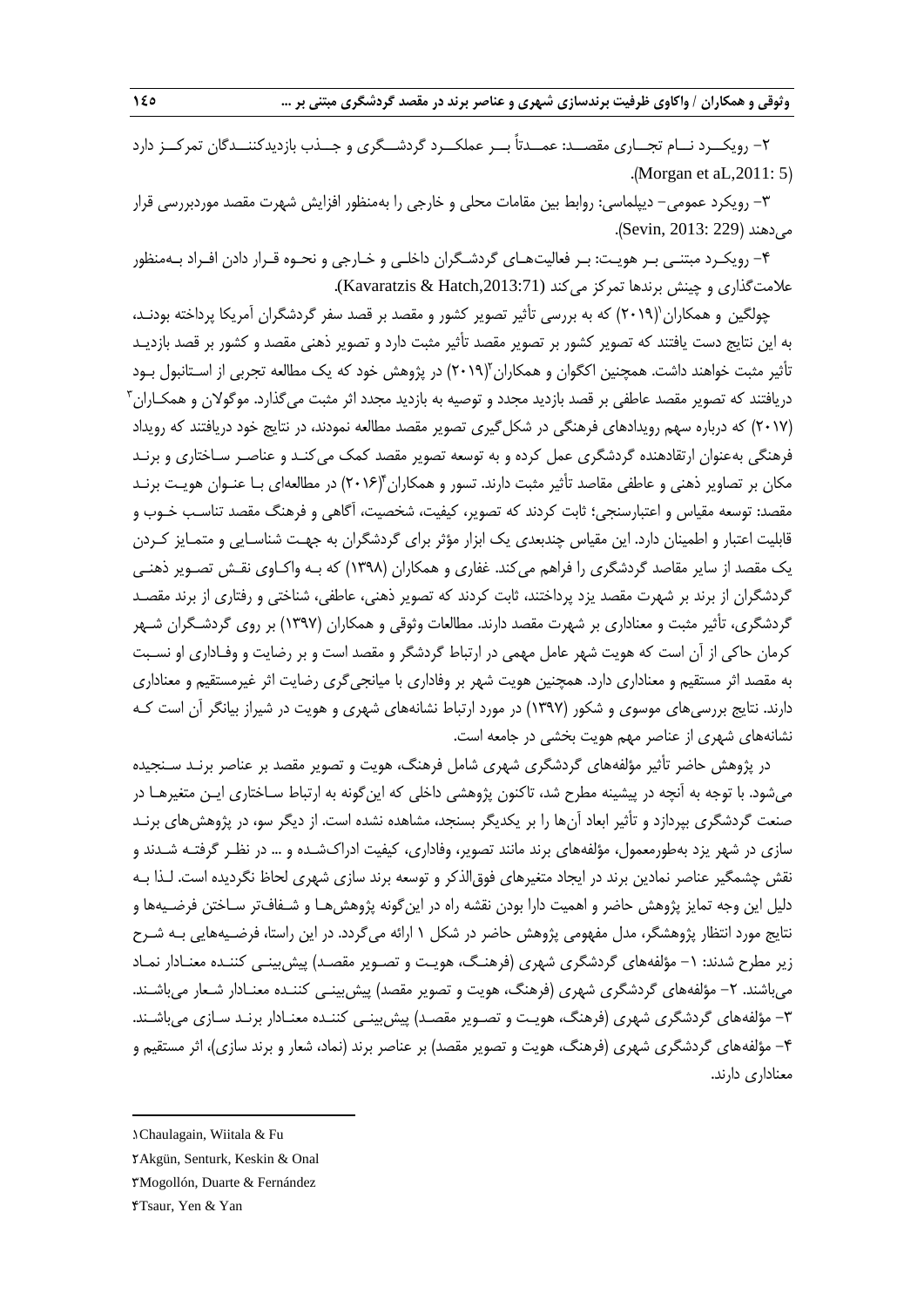۲- رویکرد نام تجاری مقصد: عمدتاً بر عملکرد گردشگری و جذب بازدیدکنندگان تمرکز دارد (Morgan et aL,2011: 5).

۳- رویکرد عمومی- دیپلماسی: روابط بین مقامات محلی و خارجی را به‌منظور افزایش شهرت مقصد موردبررسی قرار می‌دهند (Sevin, 2013: 229).

۴- رویکرد مبتنی بر هویت: بر فعالیت‌های گردشگران داخلی و خارجی و نحوه قرار دادن افراد به‌منظور علامت‌گذاری و چینش برندها تمرکز می‌کند (Kavaratzis & Hatch,2013:71).

چولگین و همکاران[1](۲۰۱۹) که به بررسی تأثیر تصویر کشور و مقصد بر قصد سفر گردشگران آمریکا پرداخته بودند، به این نتایج دست یافتند که تصویر کشور بر تصویر مقصد تأثیر مثبت دارد و تصویر ذهنی مقصد و کشور بر قصد بازدید تأثیر مثبت خواهند داشت. همچنین اکگوان و همکاران[2](۲۰۱۹) در پژوهش خود که یک مطالعه تجربی از استانبول بود دریافتند که تصویر مقصد عاطفی بر قصد بازدید مجدد و توصیه به بازدید مجدد اثر مثبت می‌گذارد. موگولان و همکاران[3] (۲۰۱۷) که درباره سهم رویدادهای فرهنگی در شکل‌گیری تصویر مقصد مطالعه نمودند، در نتایج خود دریافتند که رویداد فرهنگی به‌عنوان ارتقادهنده گردشگری عمل کرده و به توسعه تصویر مقصد کمک می‌کند و عناصر ساختاری و برند مکان بر تصاویر ذهنی و عاطفی مقاصد تأثیر مثبت دارند. تسور و همکاران[4](۲۰۱۶) در مطالعه‌ای با عنوان هویت برند مقصد: توسعه مقیاس و اعتبارسنجی؛ ثابت کردند که تصویر، کیفیت، شخصیت، آگاهی و فرهنگ مقصد تناسب خوب و قابلیت اعتبار و اطمینان دارد. این مقیاس چندبعدی یک ابزار مؤثر برای گردشگران به جهت شناسایی و متمایز کردن یک مقصد از سایر مقاصد گردشگری را فراهم می‌کند. غفاری و همکاران (۱۳۹۸) که به واکاوی نقش تصویر ذهنی گردشگران از برند بر شهرت مقصد یزد پرداختند، ثابت کردند که تصویر ذهنی، عاطفی، شناختی و رفتاری از برند مقصد گردشگری، تأثیر مثبت و معناداری بر شهرت مقصد دارند. مطالعات وثوقی و همکاران (۱۳۹۷) بر روی گردشگران شهر کرمان حاکی از آن است که هویت شهر عامل مهمی در ارتباط گردشگر و مقصد است و بر رضایت و وفاداری او نسبت به مقصد اثر مستقیم و معناداری دارد. همچنین هویت شهر بر وفاداری با میانجی‌گری رضایت اثر غیرمستقیم و معناداری دارند. نتایج بررسی‌های موسوی و شکور (۱۳۹۷) در مورد ارتباط نشانه‌های شهری و هویت در شیراز بیانگر آن است که نشانه‌های شهری از عناصر مهم هویت بخشی در جامعه است.

در پژوهش حاضر تأثیر مؤلفه‌های گردشگری شهری شامل فرهنگ، هویت و تصویر مقصد بر عناصر برند سنجیده می‌شود. با توجه به آنچه در پیشینه مطرح شد، تاکنون پژوهشی داخلی که این‌گونه به ارتباط ساختاری این متغیرها در صنعت گردشگری بپردازد و تأثیر ابعاد آن‌ها را بر یکدیگر بسنجد، مشاهده نشده است. از دیگر سو، در پژوهش‌های برند سازی در شهر یزد به‌طورمعمول، مؤلفه‌های برند مانند تصویر، وفاداری، کیفیت ادراک‌شده و ... در نظر گرفته شدند و نقش چشمگیر عناصر نمادین برند در ایجاد متغیرهای فوق‌الذکر و توسعه برند سازی شهری لحاظ نگردیده است. لذا به دلیل این وجه تمایز پژوهش حاضر و اهمیت دارا بودن نقشه راه در این‌گونه پژوهش‌ها و شفاف‌تر ساختن فرضیه‌ها و نتایج مورد انتظار پژوهشگر، مدل مفهومی پژوهش حاضر در شکل ۱ ارائه می‌گردد. در این راستا، فرضیه‌هایی به شرح زیر مطرح شدند: ۱- مؤلفه‌های گردشگری شهری (فرهنگ، هویت و تصویر مقصد) پیش‌بینی کننده معنادار نماد می‌باشند. ۲- مؤلفه‌های گردشگری شهری (فرهنگ، هویت و تصویر مقصد) پیش‌بینی کننده معنادار شعار می‌باشند. ۳- مؤلفه‌های گردشگری شهری (فرهنگ، هویت و تصویر مقصد) پیش‌بینی کننده معنادار برند سازی می‌باشند. ۴- مؤلفه‌های گردشگری شهری (فرهنگ، هویت و تصویر مقصد) بر عناصر برند (نماد، شعار و برند سازی)، اثر مستقیم و معناداری دارند.

---

[1] Chaulagain, Wiitala & Fu

[2] Akgün, Senturk, Keskin & Onal

[3] Mogollón, Duarte & Fernández

[4] Tsaur, Yen & Yan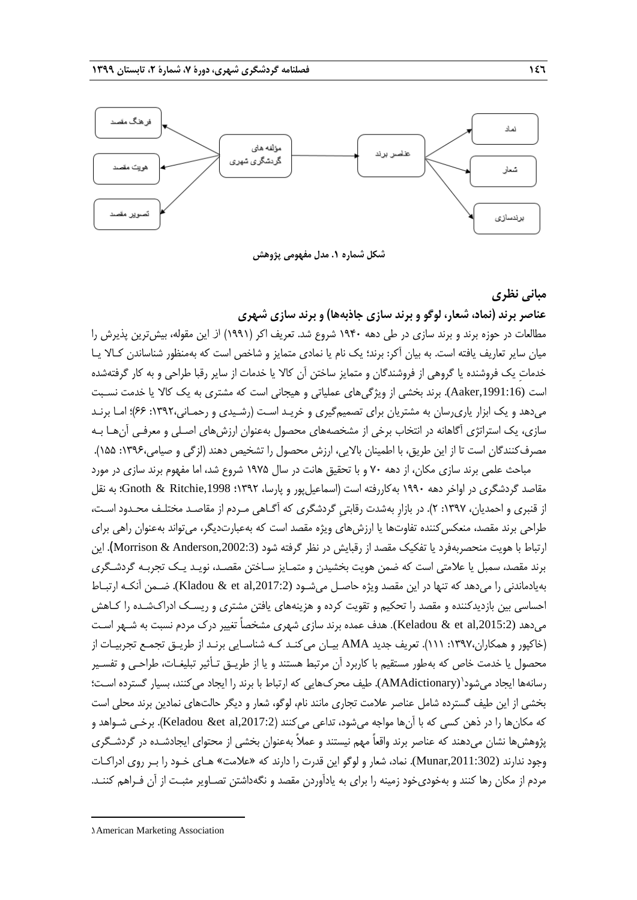شکل شماره ۱. مدل مفهومی پژوهش

## مبانی نظری

### عناصر برند (نماد، شعار، لوگو و برند سازی جاذبه‌ها) و برند سازی شهری

مطالعات در حوزه برند و برند سازی در طی دهه ۱۹۴۰ شروع شد. تعریف اکر (۱۹۹۱) از این مقوله، بیش‌ترین پذیرش را میان سایر تعاریف یافته است. به بیان آکر: برند؛ یک نام یا نمادی متمایز و شاخص است که به‌منظور شناساندن کالا یا خدماتِ یک فروشنده یا گروهی از فروشندگان و متمایز ساختن آن کالا یا خدمات از سایر رقبا طراحی و به کار گرفته‌شده است (Aaker,1991:16). برند بخشی از ویژگی‌های عملیاتی و هیجانی است که مشتری به یک کالا یا خدمت نسبت می‌دهد و یک ابزار یاری‌رسان به مشتریان برای تصمیم‌گیری و خرید است (رشیدی و رحمانی،۱۳۹۲: ۶۶)؛ اما برند سازی، یک استراتژی آگاهانه در انتخاب برخی از مشخصه‌های محصول به‌عنوان ارزش‌های اصلی و معرفی آن‌ها به مصرف‌کنندگان است تا از این طریق، با اطمینان بالایی، ارزش محصول را تشخیص دهند (لزگی و صیامی،۱۳۹۶: ۱۵۵).

مباحث علمی برند سازی مکان، از دهه ۷۰ و با تحقیق هانت در سال ۱۹۷۵ شروع شد، اما مفهوم برند سازی در مورد مقاصد گردشگری در اواخر دهه ۱۹۹۰ به‌کاررفته است (اسماعیل‌پور و پارسا، ۱۳۹۲؛ Gnoth & Ritchie,1998؛ به نقل از قنبری و احمدیان، ۱۳۹۷: ۲). در بازارِ به‌شدت رقابتیِ گردشگری که آگاهی مردم از مقاصد مختلف محدود است، طراحی برند مقصد، منعکس‌کننده تفاوت‌ها یا ارزش‌های ویژه مقصد است که به‌عبارت‌دیگر، می‌تواند به‌عنوان راهی برای ارتباط با هویت منحصربه‌فرد یا تفکیک مقصد از رقبایش در نظر گرفته شود (Morrison & Anderson,2002:3). این برند مقصد، سمبل یا علامتی است که ضمن هویت بخشیدن و متمایز ساختن مقصد، نوید یک تجربه گردشگری به‌یادماندنی را می‌دهد که تنها در این مقصد ویژه حاصل می‌شود (Kladou & et al,2017:2). ضمن آنکه ارتباط احساسی بین بازدیدکننده و مقصد را تحکیم و تقویت کرده و هزینه‌های یافتن مشتری و ریسک ادراک‌شده را کاهش می‌دهد (Keladou & et al,2015:2). هدف عمده برند سازی شهری مشخصاً تغییر درک مردم نسبت به شهر است (خاکپور و همکاران،۱۳۹۷: ۱۱۱). تعریف جدید AMA بیان می‌کند که شناسایی برند از طریق تجمع تجربیات از محصول یا خدمت خاص که به‌طور مستقیم با کاربرد آن مرتبط هستند و یا از طریق تأثیر تبلیغات، طراحی و تفسیر رسانه‌ها ایجاد می‌شود[1](AMAdictionary). طیف محرک‌هایی که ارتباط با برند را ایجاد می‌کنند، بسیار گسترده است؛ بخشی از این طیف گسترده شامل عناصر علامت تجاری مانند نام، لوگو، شعار و دیگر حالت‌های نمادین برند محلی است که مکان‌ها را در ذهن کسی که با آن‌ها مواجه می‌شود، تداعی می‌کنند (Keladou &et al,2017:2). برخی شواهد و پژوهش‌ها نشان می‌دهند که عناصر برند واقعاً مهم نیستند و عملاً به‌عنوان بخشی از محتوای ایجادشده در گردشگری وجود ندارند (Munar,2011:302). نماد، شعار و لوگو این قدرت را دارند که «علامت» های خود را بر روی ادراکات مردم از مکان رها کنند و به‌خودی‌خود زمینه را برای به یادآوردن مقصد و نگه‌داشتن تصاویر مثبت از آن فراهم کنند.

---

[1] American Marketing Association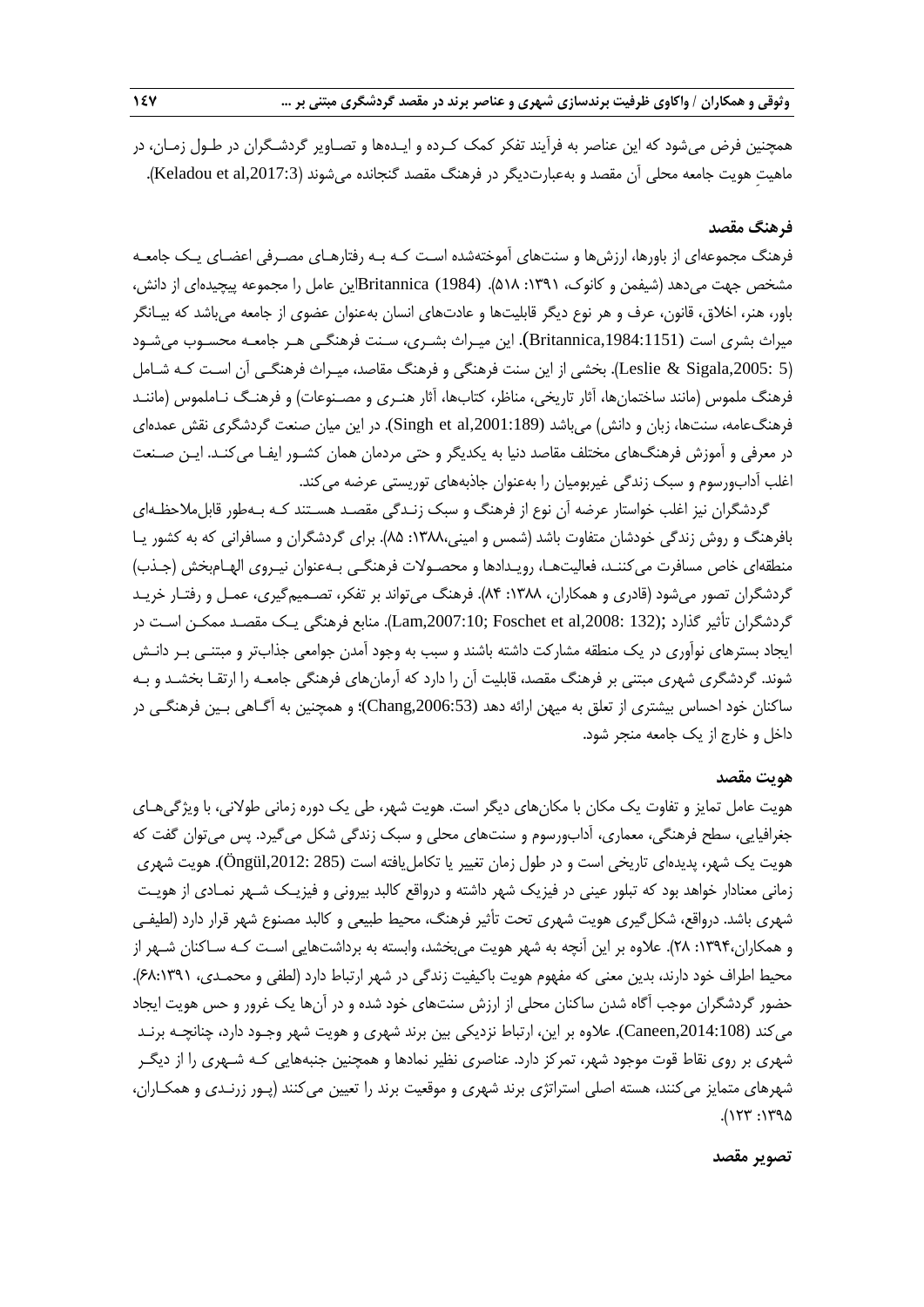همچنین فرض می‌شود که این عناصر به فرآیند تفکر کمک کرده و ایده‌ها و تصاویر گردشگران در طول زمان، در ماهیتِ هویت جامعه محلی آن مقصد و به‌عبارت‌دیگر در فرهنگ مقصد گنجانده می‌شوند (Keladou et al,2017:3).

## فرهنگ مقصد

فرهنگ مجموعه‌ای از باورها، ارزش‌ها و سنت‌های آموخته‌شده است که به رفتارهای مصرفی اعضای یک جامعه مشخص جهت می‌دهد (شیفمن و کانوک، ۱۳۹۱: ۵۱۸). Britannica (1984) این عامل را مجموعه پیچیده‌ای از دانش، باور، هنر، اخلاق، قانون، عرف و هر نوع دیگر قابلیت‌ها و عادت‌های انسان به‌عنوان عضوی از جامعه می‌باشد که بیانگر میراث بشری است (Britannica,1984:1151). این میراث بشری، سنت فرهنگی هر جامعه محسوب می‌شود (Leslie & Sigala,2005: 5). بخشی از این سنت فرهنگی و فرهنگ مقاصد، میراث فرهنگی آن است که شامل فرهنگ ملموس (مانند ساختمان‌ها، آثار تاریخی، مناظر، کتاب‌ها، آثار هنری و مصنوعات) و فرهنگ ناملموس (مانند فرهنگ‌عامه، سنت‌ها، زبان و دانش) می‌باشد (Singh et al,2001:189). در این میان صنعت گردشگری نقش عمده‌ای در معرفی و آموزش فرهنگ‌های مختلف مقاصد دنیا به یکدیگر و حتی مردمان همان کشور ایفا می‌کند. این صنعت اغلب آداب‌ورسوم و سبک زندگی غیربومیان را به‌عنوان جاذبه‌های توریستی عرضه می‌کند.

گردشگران نیز اغلب خواستار عرضه آن نوع از فرهنگ و سبک زندگی مقصد هستند که به‌طور قابل‌ملاحظه‌ای بافرهنگ و روش زندگی خودشان متفاوت باشد (شمس و امینی،۱۳۸۸: ۸۵). برای گردشگران و مسافرانی که به کشور یا منطقه‌ای خاص مسافرت می‌کنند، فعالیت‌ها، رویدادها و محصولات فرهنگی به‌عنوان نیروی الهام‌بخش (جذب) گردشگران تصور می‌شود (قادری و همکاران، ۱۳۸۸: ۸۴). فرهنگ می‌تواند بر تفکر، تصمیم‌گیری، عمل و رفتار خرید گردشگران تأثیر گذارد (Lam,2007:10; Foschet et al,2008: 132;). منابع فرهنگی یک مقصد ممکن است در ایجاد بسترهای نوآوری در یک منطقه مشارکت داشته باشند و سبب به وجود آمدن جوامعی جذاب‌تر و مبتنی بر دانش شوند. گردشگری شهری مبتنی بر فرهنگ مقصد، قابلیت آن را دارد که آرمان‌های فرهنگی جامعه را ارتقا بخشد و به ساکنان خود احساس بیشتری از تعلق به میهن ارائه دهد (Chang,2006:53)؛ و همچنین به آگاهی بین فرهنگی در داخل و خارج از یک جامعه منجر شود.

## هویت مقصد

هویت عامل تمایز و تفاوت یک مکان با مکان‌های دیگر است. هویت شهر، طی یک دوره زمانی طولانی، با ویژگی‌های جغرافیایی، سطح فرهنگی، معماری، آداب‌ورسوم و سنت‌های محلی و سبک زندگی شکل می‌گیرد. پس می‌توان گفت که هویت یک شهر، پدیده‌ای تاریخی است و در طول زمان تغییر یا تکامل‌یافته است (Öngül,2012: 285). هویت شهری زمانی معنادار خواهد بود که تبلور عینی در فیزیک شهر داشته و درواقع کالبد بیرونی و فیزیک شهر نمادی از هویت شهری باشد. درواقع، شکل‌گیری هویت شهری تحت تأثیر فرهنگ، محیط طبیعی و کالبد مصنوع شهر قرار دارد (لطیفی و همکاران،۱۳۹۴: ۲۸). علاوه بر این آنچه به شهر هویت می‌بخشد، وابسته به برداشت‌هایی است که ساکنان شهر از محیط اطراف خود دارند، بدین معنی که مفهوم هویت باکیفیت زندگی در شهر ارتباط دارد (لطفی و محمدی، ۱۳۹۱:۶۸). حضور گردشگران موجب آگاه شدن ساکنان محلی از ارزش سنت‌های خود شده و در آن‌ها یک غرور و حس هویت ایجاد می‌کند (Caneen,2014:108). علاوه بر این، ارتباط نزدیکی بین برند شهری و هویت شهر وجود دارد، چنانچه برند شهری بر روی نقاط قوت موجود شهر، تمرکز دارد. عناصری نظیر نمادها و همچنین جنبه‌هایی که شهری را از دیگر شهرهای متمایز می‌کنند، هسته اصلی استراتژی برند شهری و موقعیت برند را تعیین می‌کنند (پور زرندی و همکاران، ۱۳۹۵: ۱۲۳).

## تصویر مقصد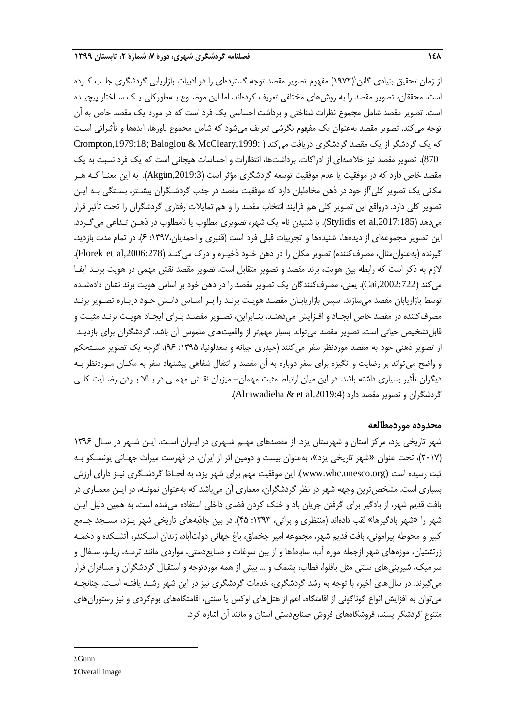از زمان تحقیق بنیادی گانن[1](۱۹۷۲) مفهوم تصویر مقصد توجه گسترده‌ای را در ادبیات بازاریابی گردشگری جلب کرده است. محققان، تصویر مقصد را به روش‌های مختلفی تعریف کرده‌اند، اما این موضوع به‌طورکلی یک ساختار پیچیده است. تصویر مقصد شامل مجموع نظرات شناختی و برداشت احساسی یک فرد است که در مورد یک مقصد خاص به آن توجه می‌کند. تصویر مقصد به‌عنوان یک مفهوم نگرشی تعریف می‌شود که شامل مجموع باورها، ایده‌ها و تأثیراتی است که یک گردشگر از یک مقصد گردشگری دریافت می‌کند (Crompton,1979:18; Baloglou & McCleary,1999: 870). تصویر مقصد نیز خلاصه‌ای از ادراکات، برداشت‌ها، انتظارات و احساسات هیجانی است که یک فرد نسبت به یک مقصد خاص دارد که در موفقیت یا عدم موفقیت توسعه گردشگری مؤثر است (Akgün,2019:3). به این معنا که هر مکانی یک تصویر کلی[2]از خود در ذهن مخاطبان دارد که موفقیت مقصد در جذب گردشگران بیشتر، بستگی به این تصویر کلی دارد. درواقع این تصویر کلی هم فرایند انتخاب مقصد را و هم تمایلات رفتاری گردشگران را تحت تأثیر قرار می‌دهد (Stylidis et al,2017:185). با شنیدن نام یک شهر، تصویری مطلوب یا نامطلوب در ذهن تداعی می‌گردد. این تصویر مجموعه‌ای از دیده‌ها، شنیده‌ها و تجربیات قبلی فرد است (قنبری و احمدیان،۱۳۹۷: ۶). در تمام مدت بازدید، گیرنده (به‌عنوان‌مثال، مصرف‌کننده) تصویر مکان را در ذهن خود ذخیره و درک می‌کند (Florek et al,2006:278). لازم به ذکر است که رابطه بین هویت، برند مقصد و تصویر متقابل است. تصویر مقصد نقش مهمی در هویت برند ایفا می‌کند (Cai,2002:722). یعنی، مصرف‌کنندگان یک تصویر مقصد را در ذهن خود بر اساس هویت برند نشان داده‌شده توسط بازاریابان مقصد می‌سازند. سپس بازاریابان مقصد هویت برند را بر اساس دانش خود درباره تصویر برند مصرف‌کننده در مقصد خاص ایجاد و افزایش می‌دهند. بنابراین، تصویر مقصد برای ایجاد هویت برند مثبت و قابل‌تشخیص حیاتی است. تصویر مقصد می‌تواند بسیار مهم‌تر از واقعیت‌های ملموس آن باشد. گردشگران برای بازدید از تصویر ذهنی خود به مقصد موردنظر سفر می‌کنند (حیدری چیانه و سعدلونیا، ۱۳۹۵: ۹۶). گرچه یک تصویر مستحکم و واضح می‌تواند بر رضایت و انگیزه برای سفر دوباره به آن مقصد و انتقال شفاهی پیشنهاد سفر به مکان موردنظر به دیگران تأثیر بسیاری داشته باشد. در این میان ارتباط مثبت مهمان- میزبان نقش مهمی در بالا بردن رضایت کلی گردشگران و تصویر مقصد دارد (Alrawadieha & et al,2019:4).

## محدوده موردمطالعه

شهر تاریخی یزد، مرکز استان و شهرستان یزد، از مقصدهای مهم شهری در ایران است. این شهر در سال ۱۳۹۶ (۲۰۱۷)، تحت عنوان «شهر تاریخی یزد»، به‌عنوان بیست و دومین اثر از ایران، در فهرست میراث جهانی یونسکو به ثبت رسیده است (www.whc.unesco.org). این موفقیت مهم برای شهر یزد، به لحاظ گردشگری نیز دارای ارزش بسیاری است. مشخص‌ترین وجهه شهر در نظر گردشگران، معماری آن می‌باشد که به‌عنوان نمونه، در این معماری در بافت قدیم شهر، از بادگیر برای گرفتن جریان باد و خنک کردن فضای داخلی استفاده می‌شده است، به همین دلیل این شهر را «شهر بادگیرها» لقب داده‌اند (منتظری و براتی، ۱۳۹۳: ۴۵). در بین جاذبه‌های تاریخی شهر یزد، مسجد جامع کبیر و محوطه پیرامونی، بافت قدیم شهر، مجموعه امیر چخماق، باغ جهانی دولت‌آباد، زندان اسکندر، آتشکده و دخمه زرتشتیان، موزه‌های شهر ازجمله موزه آب، ساباط‌ها و از بین سوغات و صنایع‌دستی، مواردی مانند ترمه، زیلو، سفال و سرامیک، شیرینی‌های سنتی مثل باقلوا، قطاب، پشمک و ... بیش از همه موردتوجه و استقبال گردشگران و مسافران قرار می‌گیرند. در سال‌های اخیر، با توجه به رشد گردشگری، خدمات گردشگری نیز در این شهر رشد یافته است. چنانچه می‌توان به افزایش انواع گوناگونی از اقامتگاه، اعم از هتل‌های لوکس یا سنتی، اقامتگاه‌های بوم‌گردی و نیز رستوران‌های متنوعِ گردشگر پسند، فروشگاه‌های فروش صنایع‌دستی استان و مانند آن اشاره کرد.

---

[1] Gunn

[2] Overall image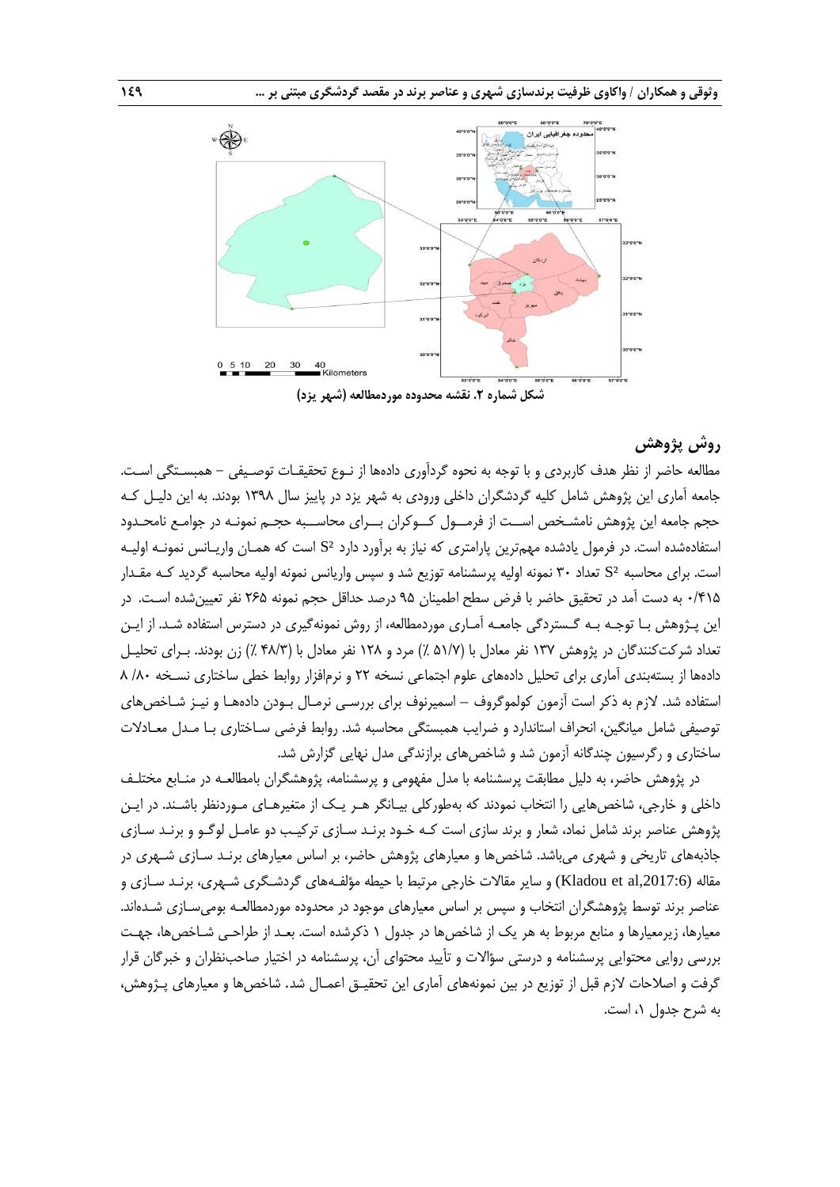شکل شماره ۲. نقشه محدوده موردمطالعه (شهر یزد)

## روش پژوهش

مطالعه حاضر از نظر هدف کاربردی و با توجه به نحوه گردآوری داده‌ها از نوع تحقیقات توصیفی – همبستگی است. جامعه آماری این پژوهش شامل کلیه گردشگران داخلی ورودی به شهر یزد در پاییز سال ۱۳۹۸ بودند. به این دلیل که حجم جامعه این پژوهش نامشخص است از فرمول کوکران برای محاسبه حجم نمونه در جوامع نامحدود استفاده‌شده است. در فرمول یادشده مهم‌ترین پارامتری که نیاز به برآورد دارد $S^2$ است که همان واریانس نمونه اولیه است. برای محاسبه $S^2$ تعداد ۳۰ نمونه اولیه پرسشنامه توزیع شد و سپس واریانس نمونه اولیه محاسبه گردید که مقدار ۰/۴۱۵ به دست آمد در تحقیق حاضر با فرض سطح اطمینان ۹۵ درصد حداقل حجم نمونه ۲۶۵ نفر تعیین‌شده است. در این پژوهش با توجه به گستردگی جامعه آماری موردمطالعه، از روش نمونه‌گیری در دسترس استفاده شد. از این تعداد شرکت‌کنندگان در پژوهش ۱۳۷ نفر معادل با (۵۱/۷ ٪) مرد و ۱۲۸ نفر معادل با (۴۸/۳ ٪) زن بودند. برای تحلیل داده‌ها از بسته‌بندی آماری برای تحلیل داده‌های علوم اجتماعی نسخه ۲۲ و نرم‌افزار روابط خطی ساختاری نسخه ۸/ ۸۰ استفاده شد. لازم به ذکر است آزمون کولموگروف – اسمیرنوف برای بررسی نرمال بودن داده‌ها و نیز شاخص‌های توصیفی شامل میانگین، انحراف استاندارد و ضرایب همبستگی محاسبه شد. روابط فرضی ساختاری با مدل معادلات ساختاری و رگرسیون چندگانه آزمون شد و شاخص‌های برازندگی مدل نهایی گزارش شد.

در پژوهش حاضر، به دلیل مطابقت پرسشنامه با مدل مفهومی و پرسشنامه، پژوهشگران بامطالعه در منابع مختلف داخلی و خارجی، شاخص‌هایی را انتخاب نمودند که به‌طورکلی بیانگر هر یک از متغیرهای موردنظر باشند. در این پژوهش عناصر برند شامل نماد، شعار و برند سازی است که خود برند سازی ترکیب دو عامل لوگو و برند سازی جاذبه‌های تاریخی و شهری می‌باشد. شاخص‌ها و معیارهای پژوهش حاضر، بر اساس معیارهای برند سازی شهری در مقاله (Kladou et al,2017:6) و سایر مقالات خارجی مرتبط با حیطه مؤلفه‌های گردشگری شهری، برند سازی و عناصر برند توسط پژوهشگران انتخاب و سپس بر اساس معیارهای موجود در محدوده موردمطالعه بومی‌سازی شده‌اند. معیارها، زیرمعیارها و منابع مربوط به هر یک از شاخص‌ها در جدول ۱ ذکرشده است. بعد از طراحی شاخص‌ها، جهت بررسی روایی محتوایی پرسشنامه و درستی سؤالات و تأیید محتوای آن، پرسشنامه در اختیار صاحب‌نظران و خبرگان قرار گرفت و اصلاحات لازم قبل از توزیع در بین نمونه‌های آماری این تحقیق اعمال شد. شاخص‌ها و معیارهای پژوهش، به شرح جدول ۱، است.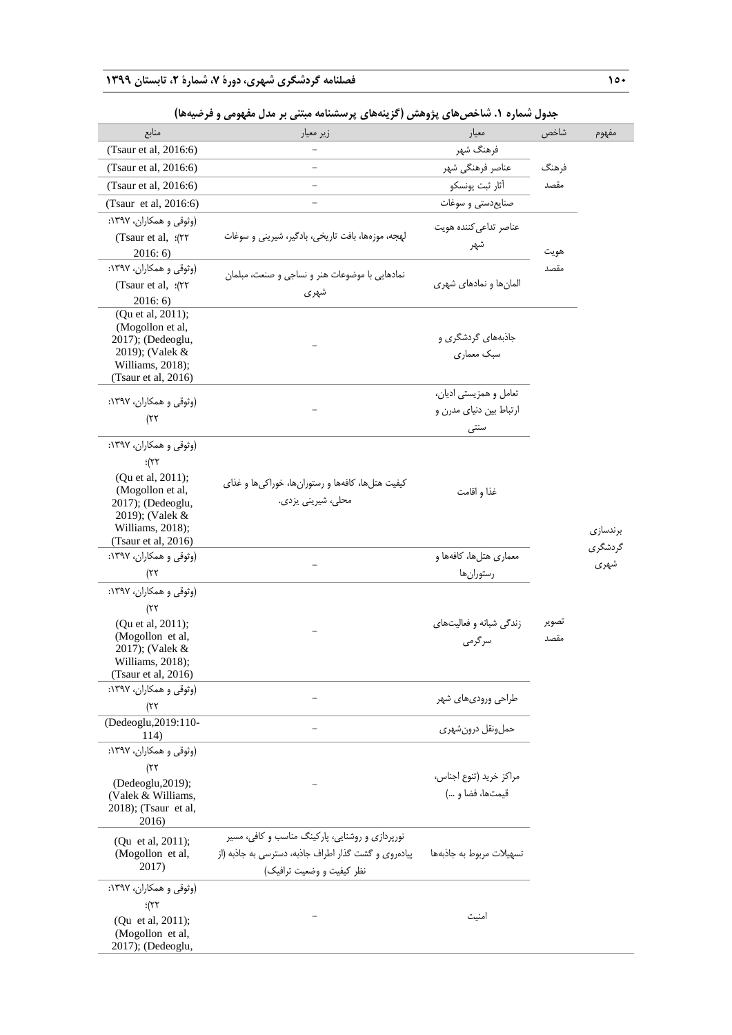**جدول شمارهٔ ۱. شاخص‌های پژوهش (گزینه‌های پرسشنامه مبتنی بر مدل مفهومی و فرضیه‌ها)**

| مفهوم | شاخص | معیار | زیر معیار | منابع |
|---|---|---|---|---|
| برندسازی گردشگری شهری | فرهنگ مقصد | فرهنگ شهر | – | (Tsaur et al, 2016:6) |
| | | عناصر فرهنگی شهر | – | (Tsaur et al, 2016:6) |
| | | آثار ثبت یونسکو | – | (Tsaur et al, 2016:6) |
| | | صنایع‌دستی و سوغات | – | (Tsaur et al, 2016:6) |
| | هویت مقصد | عناصر تداعی‌کننده هویت شهر | لهجه، موزه‌ها، بافت تاریخی، بادگیر، شیرینی و سوغات | (وثوقی و همکاران، ۱۳۹۷: ۲۲؛ Tsaur et al, 2016: 6) |
| | | المان‌ها و نمادهای شهری | نمادهایی با موضوعات هنر و نساجی و صنعت، مبلمان شهری | (وثوقی و همکاران، ۱۳۹۷: ۲۲؛ Tsaur et al, 2016: 6) |
| | تصویر مقصد | جاذبه‌های گردشگری و سبک معماری | – | (Qu et al, 2011); (Mogollon et al, 2017); (Dedeoglu, 2019); (Valek & Williams, 2018); (Tsaur et al, 2016) |
| | | تعامل و همزیستی ادیان، ارتباط بین دنیای مدرن و سنتی | – | (وثوقی و همکاران، ۱۳۹۷: ۲۲) |
| | | غذا و اقامت | کیفیت هتل‌ها، کافه‌ها و رستوران‌ها، خوراکی‌ها و غذای محلی، شیرینی یزدی. | (وثوقی و همکاران، ۱۳۹۷: ۲۲؛ (Qu et al, 2011); (Mogollon et al, 2017); (Dedeoglu, 2019); (Valek & Williams, 2018); (Tsaur et al, 2016) |
| | | معماری هتل‌ها، کافه‌ها و رستوران‌ها | – | (وثوقی و همکاران، ۱۳۹۷: ۲۲) |
| | | زندگی شبانه و فعالیت‌های سرگرمی | – | (وثوقی و همکاران، ۱۳۹۷: ۲۲) (Qu et al, 2011); (Mogollon et al, 2017); (Valek & Williams, 2018); (Tsaur et al, 2016) |
| | | طراحی ورودی‌های شهر | – | (وثوقی و همکاران، ۱۳۹۷: ۲۲) |
| | | حمل‌ونقل درون‌شهری | – | (Dedeoglu,2019:110-114) |
| | | مراکز خرید (تنوع اجناس، قیمت‌ها، فضا و ...) | – | (وثوقی و همکاران، ۱۳۹۷: ۲۲) (Dedeoglu,2019); (Valek & Williams, 2018); (Tsaur et al, 2016) |
| | | تسهیلات مربوط به جاذبه‌ها | نورپردازی و روشنایی، پارکینگ مناسب و کافی، مسیر پیاده‌روی و گشت گذار اطراف جاذبه، دسترسی به جاذبه (از نظر کیفیت و وضعیت ترافیک) | (Qu et al, 2011); (Mogollon et al, 2017) |
| | | امنیت | – | (وثوقی و همکاران، ۱۳۹۷: ۲۲؛ (Qu et al, 2011); (Mogollon et al, 2017); (Dedeoglu, |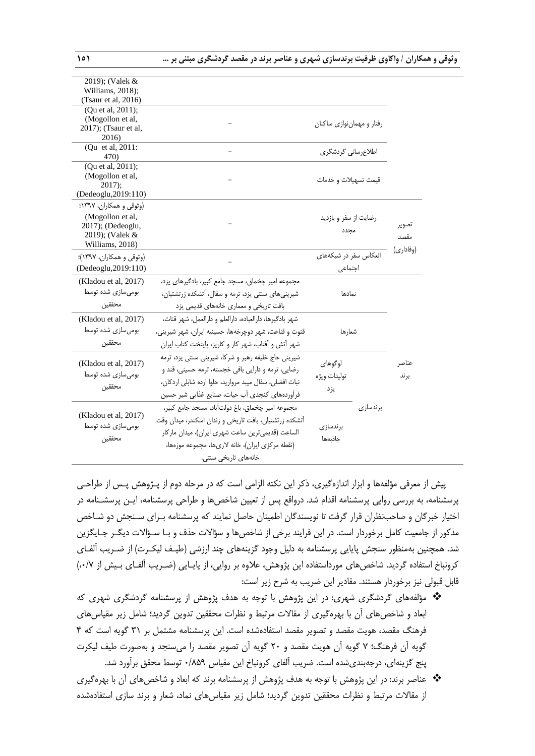| | | | | |
|---|---|---|---|---|
| | | | | 2019); (Valek & Williams, 2018); (Tsaur et al, 2016) |
| | | رفتار و مهمان‌نوازی ساکنان | – | (Qu et al, 2011); (Mogollon et al, 2017); (Tsaur et al, 2016) |
| | | اطلاع‌رسانی گردشگری | – | (Qu et al, 2011: 470) |
| | | قیمت تسهیلات و خدمات | – | (Qu et al, 2011); (Mogollon et al, 2017); (Dedeoglu,2019:110) |
| | تصویر مقصد (وفاداری) | رضایت از سفر و بازدید مجدد | – | (وثوقی و همکاران، ۱۳۹۷؛ (Mogollon et al, 2017); (Dedeoglu, 2019); (Valek & Williams, 2018) |
| | | انعکاس سفر در شبکه‌های اجتماعی | – | (وثوقی و همکاران، ۱۳۹۷)؛ (Dedeoglu,2019:110) |
| عناصر برند | | نمادها | مجموعه امیر چخماق، مسجد جامع کبیر، بادگیرهای یزد، شیرینی‌های سنتی یزد، ترمه و سفال، آتشکده زرتشتیان، بافت تاریخی و معماری خانه‌های قدیمی یزد | (Kladou et al, 2017) بومی‌سازی شده توسط محققین |
| | | شعارها | شهر بادگیرها، دارالعباده، دارالعلم و دارالعمل، شهر قنات، قنوت و قناعت، شهر دوچرخه‌ها، حسینیه ایران، شهر شیرینی، شهر آتش و آفتاب، شهر کار و کاریز، پایتخت کتاب ایران | (Kladou et al, 2017) بومی‌سازی شده توسط محققین |
| | | لوگوهای تولیدات ویژه یزد | شیرینی حاج خلیفه رهبر و شرکا، شیرینی سنتی یزد، ترمه رضایی، ترمه و دارایی بافی خجسته، ترمه حسینی، قند و نبات افضلی، سفال مبید مروارید، حلوا ارده شابلی اردکان، فرآورده‌های کنجدی آب حیات، صنایع غذایی شیر حسین | (Kladou et al, 2017) بومی‌سازی شده توسط محققین |
| | برندسازی | برندسازی جاذبه‌ها | مجموعه امیر چخماق، باغ دولت‌آباد، مسجد جامع کبیر، آتشکده زرتشتیان، بافت تاریخی و زندان اسکندر، میدان وقت الساعت (قدیمی‌ترین ساعت شهری ایران)، میدان مارکار (نقطه مرکزی ایران)، خانه لاری‌ها، مجموعه موزه‌ها، خانه‌های تاریخی سنتی. | (Kladou et al, 2017) بومی‌سازی شده توسط محققین |

پیش از معرفی مؤلفه‌ها و ابزار اندازه‌گیری، ذکر این نکته الزامی است که در مرحله دوم از پـژوهش پـس از طراحـی پرسشنامه، به بررسی روایی پرسشنامه اقدام شد. درواقع پس از تعیین شاخص‌ها و طراحی پرسشنامه، ایـن پرسشـنامه در اختیار خبرگان و صاحب‌نظران قرار گرفت تا نویسندگان اطمینان حاصل نمایند که پرسشنامه بـرای سـنجش دو شـاخص مذکور از جامعیت کامل برخوردار است. در این فرایند برخی از شاخص‌ها و سؤالات حذف و بـا سـؤالات دیگـر جـایگزین شد. همچنین به‌منظور سنجش پایایی پرسشنامه به دلیل وجود گزینه‌های چند ارزشی (طیـف لیکـرت) از ضـریب آلفـای کرونباخ استفاده گردید. شاخص‌های مورداستفاده این پژوهش، علاوه بر روایی، از پایـایی (ضـریب آلفـای بـیش از ۰/۷) قابل قبولی نیز برخوردار هستند. مقادیر این ضریب به شرح زیر است:

- مؤلفه‌های گردشگری شهری: در این پژوهش با توجه به هدف پژوهش از پرسشنامه گردشگری شهری که ابعاد و شاخص‌های آن با بهره‌گیری از مقالات مرتبط و نظرات محققین تدوین گردید؛ شامل زیر مقیاس‌های فرهنگ مقصد، هویت مقصد و تصویر مقصد استفاده‌شده است. این پرسشنامه مشتمل بر ۳۱ گویه است که ۴ گویه آن فرهنگ؛ ۷ گویه آن هویت مقصد و ۲۰ گویه آن تصویر مقصد را می‌سنجد و به‌صورت طیف لیکرت پنج گزینه‌ای، درجه‌بندی‌شده است. ضریب آلفای کرونباخ این مقیاس ۰/۸۵۹ توسط محقق برآورد شد.
- عناصر برند: در این پژوهش با توجه به هدف پژوهش از پرسشنامه برند که ابعاد و شاخص‌های آن با بهره‌گیری از مقالات مرتبط و نظرات محققین تدوین گردید؛ شامل زیر مقیاس‌های نماد، شعار و برند سازی استفاده‌شده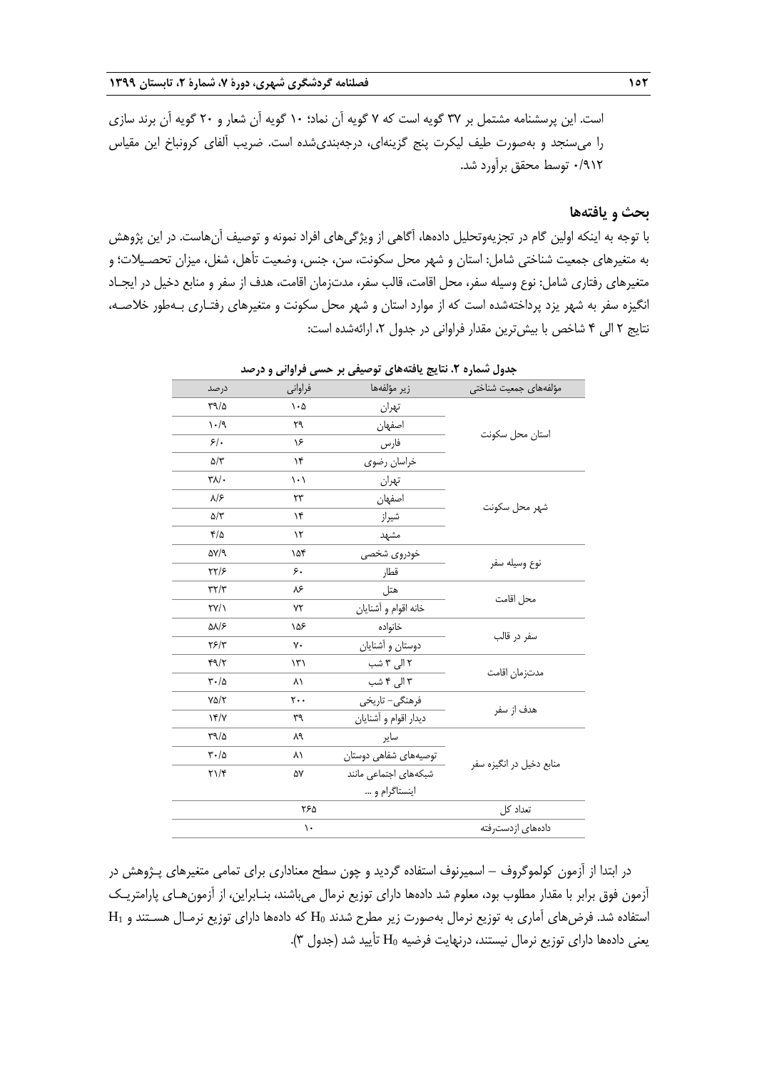است. این پرسشنامه مشتمل بر ۳۷ گویه است که ۷ گویه آن نماد؛ ۱۰ گویه آن شعار و ۲۰ گویه آن برند سازی را می‌سنجد و به‌صورت طیف لیکرت پنج گزینه‌ای، درجه‌بندی‌شده است. ضریب آلفای کرونباخ این مقیاس ۰/۹۱۲ توسط محقق برآورد شد.

## بحث و یافته‌ها

با توجه به اینکه اولین گام در تجزیه‌وتحلیل داده‌ها، آگاهی از ویژگی‌های افراد نمونه و توصیف آن‌هاست. در این پژوهش به متغیرهای جمعیت شناختی شامل: استان و شهر محل سکونت، سن، جنس، وضعیت تأهل، شغل، میزان تحصیلات؛ و متغیرهای رفتاری شامل: نوع وسیله سفر، محل اقامت، قالب سفر، مدت‌زمان اقامت، هدف از سفر و منابع دخیل در ایجاد انگیزه سفر به شهر یزد پرداخته‌شده است که از موارد استان و شهر محل سکونت و متغیرهای رفتاری به‌طور خلاصه، نتایج ۲ الی ۴ شاخص با بیش‌ترین مقدار فراوانی در جدول ۲، ارائه‌شده است:

**جدول شماره ۲. نتایج یافته‌های توصیفی بر حسب فراوانی و درصد**

| مؤلفه‌های جمعیت شناختی | زیر مؤلفه‌ها | فراوانی | درصد |
|---|---|---|---|
| استان محل سکونت | تهران | ۱۰۵ | ۳۹/۵ |
| | اصفهان | ۲۹ | ۱۰/۹ |
| | فارس | ۱۶ | ۶/۰ |
| | خراسان رضوی | ۱۴ | ۵/۳ |
| شهر محل سکونت | تهران | ۱۰۱ | ۳۸/۰ |
| | اصفهان | ۲۳ | ۸/۶ |
| | شیراز | ۱۴ | ۵/۳ |
| | مشهد | ۱۲ | ۴/۵ |
| نوع وسیله سفر | خودروی شخصی | ۱۵۴ | ۵۷/۹ |
| | قطار | ۶۰ | ۲۲/۶ |
| محل اقامت | هتل | ۸۶ | ۳۲/۳ |
| | خانه اقوام و آشنایان | ۷۲ | ۲۷/۱ |
| سفر در قالب | خانواده | ۱۵۶ | ۵۸/۶ |
| | دوستان و آشنایان | ۷۰ | ۲۶/۳ |
| مدت‌زمان اقامت | ۲ الی ۳ شب | ۱۳۱ | ۴۹/۲ |
| | ۳ الی ۴ شب | ۸۱ | ۳۰/۵ |
| هدف از سفر | فرهنگی- تاریخی | ۲۰۰ | ۷۵/۲ |
| | دیدار اقوام و آشنایان | ۳۹ | ۱۴/۷ |
| منابع دخیل در انگیزه سفر | سایر | ۸۹ | ۳۹/۵ |
| | توصیه‌های شفاهی دوستان | ۸۱ | ۳۰/۵ |
| | شبکه‌های اجتماعی مانند اینستاگرام و ... | ۵۷ | ۲۱/۴ |
| تعداد کل | | ۲۶۵ | |
| داده‌های ازدست‌رفته | | ۱۰ | |

در ابتدا از آزمون کولموگروف – اسمیرنوف استفاده گردید و چون سطح معناداری برای تمامی متغیرهای پژوهش در آزمون فوق برابر با مقدار مطلوب بود، معلوم شد داده‌ها دارای توزیع نرمال می‌باشند، بنابراین، از آزمون‌های پارامتریک استفاده شد. فرض‌های آماری به توزیع نرمال به‌صورت زیر مطرح شدند $H_0$ که داده‌ها دارای توزیع نرمال هستند و $H_1$ یعنی داده‌ها دارای توزیع نرمال نیستند، درنهایت فرضیه $H_0$ تأیید شد (جدول ۳).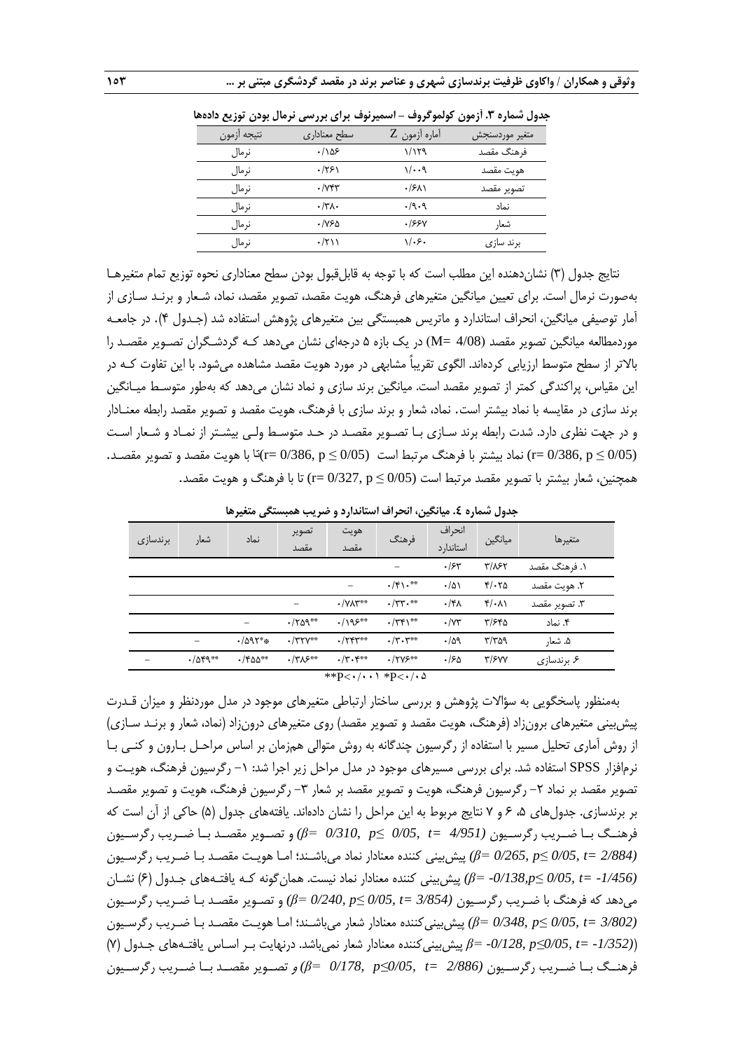**جدول شماره ۳. آزمون کولموگروف – اسمیرنوف برای بررسی نرمال بودن توزیع داده‌ها**

| متغیر موردسنجش | آماره آزمون Z | سطح معناداری | نتیجه آزمون |
|---|---|---|---|
| فرهنگ مقصد | ۱/۱۲۹ | ۰/۱۵۶ | نرمال |
| هویت مقصد | ۱/۰۰۹ | ۰/۲۶۱ | نرمال |
| تصویر مقصد | ۰/۶۸۱ | ۰/۷۴۳ | نرمال |
| نماد | ۰/۹۰۹ | ۰/۳۸۰ | نرمال |
| شعار | ۰/۶۶۷ | ۰/۷۶۵ | نرمال |
| برند سازی | ۱/۰۶۰ | ۰/۲۱۱ | نرمال |

نتایج جدول (۳) نشان‌دهنده این مطلب است که با توجه به قابل‌قبول بودن سطح معناداری نحوه توزیع تمام متغیرها به‌صورت نرمال است. برای تعیین میانگین متغیرهای فرهنگ، هویت مقصد، تصویر مقصد، نماد، شعار و برند سازی از آمار توصیفی میانگین، انحراف استاندارد و ماتریس همبستگی بین متغیرهای پژوهش استفاده شد (جدول ۴). در جامعه موردمطالعه میانگین تصویر مقصد (M= 4/08) در یک بازه ۵ درجه‌ای نشان می‌دهد که گردشگران تصویر مقصد را بالاتر از سطح متوسط ارزیابی کرده‌اند. الگوی تقریباً مشابهی در مورد هویت مقصد مشاهده می‌شود. با این تفاوت که در این مقیاس، پراکندگی کمتر از تصویر مقصد است. میانگین برند سازی و نماد نشان می‌دهد که به‌طور متوسط میانگین برند سازی در مقایسه با نماد بیشتر است. نماد، شعار و برند سازی با فرهنگ، هویت مقصد و تصویر مقصد رابطه معنادار و در جهت نظری دارد. شدت رابطه برند سازی با تصویر مقصد در حد متوسط ولی بیشتر از نماد و شعار است ($r= 0/386, p \leq 0/05$) نماد بیشتر با فرهنگ مرتبط است ($r= 0/386, p \leq 0/05$) تا با هویت مقصد و تصویر مقصد. همچنین، شعار بیشتر با تصویر مقصد مرتبط است ($r= 0/327, p \leq 0/05$) تا با فرهنگ و هویت مقصد.

**جدول شماره ٤. میانگین، انحراف استاندارد و ضریب همبستگی متغیرها**

| متغیرها | میانگین | انحراف استاندارد | فرهنگ | هویت مقصد | تصویر مقصد | نماد | شعار | برندسازی |
|---|---|---|---|---|---|---|---|---|
| ۱. فرهنگ مقصد | ۳/۸۶۲ | ۰/۶۳ | – | | | | | |
| ۲. هویت مقصد | ۴/۰۲۵ | ۰/۵۱ | ۰/۴۱۰** | – | | | | |
| ۳. تصویر مقصد | ۴/۰۸۱ | ۰/۴۸ | ۰/۳۳۰** | ۰/۷۸۳** | – | | | |
| ۴. نماد | ۳/۶۴۵ | ۰/۷۳ | ۰/۳۴۱** | ۰/۱۹۶** | ۰/۲۵۹** | – | | |
| ۵. شعار | ۳/۳۵۹ | ۰/۵۹ | ۰/۳۰۳** | ۰/۲۴۳** | ۰/۳۲۷** | ۰/۵۹۲** | – | |
| ۶. برندسازی | ۳/۶۷۷ | ۰/۶۵ | ۰/۲۷۶** | ۰/۳۰۴** | ۰/۳۸۶** | ۰/۴۵۵** | ۰/۵۴۹** | – |

**p<۰/۰۰۱ *p<۰/۰۵

به‌منظور پاسخگویی به سؤالات پژوهش و بررسی ساختار ارتباطی متغیرهای موجود در مدل موردنظر و میزان قدرت پیش‌بینی متغیرهای برون‌زاد (فرهنگ، هویت مقصد و تصویر مقصد) روی متغیرهای درون‌زاد (نماد، شعار و برند سازی) از روش آماری تحلیل مسیر با استفاده از رگرسیون چندگانه به روش متوالی هم‌زمان بر اساس مراحل بارون و کنی با نرم‌افزار SPSS استفاده شد. برای بررسی مسیرهای موجود در مدل مراحل زیر اجرا شد: ۱- رگرسیون فرهنگ، هویت و تصویر مقصد بر نماد ۲- رگرسیون فرهنگ، هویت و تصویر مقصد بر شعار ۳- رگرسیون فرهنگ، هویت و تصویر مقصد بر برندسازی. جدول‌های ۵، ۶ و ۷ نتایج مربوط به این مراحل را نشان داده‌اند. یافته‌های جدول (۵) حاکی از آن است که فرهنگ با ضریب رگرسیون ($\beta= 0/310, p\leq 0/05, t= 4/951$) و تصویر مقصد با ضریب رگرسیون ($\beta= 0/265, p\leq 0/05, t= 2/884$) پیش‌بینی کننده معنادار نماد می‌باشند؛ اما هویت مقصد با ضریب رگرسیون ($\beta= -0/138, p\leq 0/05, t= -1/456$) پیش‌بینی کننده معنادار نماد نیست. همان‌گونه که یافته‌های جدول (۶) نشان می‌دهد که فرهنگ با ضریب رگرسیون ($\beta= 0/240, p\leq 0/05, t= 3/854$) و تصویر مقصد با ضریب رگرسیون ($\beta= 0/348, p\leq 0/05, t= 3/802$) پیش‌بینی‌کننده معنادار شعار می‌باشند؛ اما هویت مقصد با ضریب رگرسیون ($\beta= -0/128, p\leq 0/05, t= -1/352$) پیش‌بینی‌کننده معنادار شعار نمی‌باشد. درنهایت بر اساس یافته‌های جدول (۷) فرهنگ با ضریب رگرسیون ($\beta= 0/178, p\leq 0/05, t= 2/886$) و تصویر مقصد با ضریب رگرسیون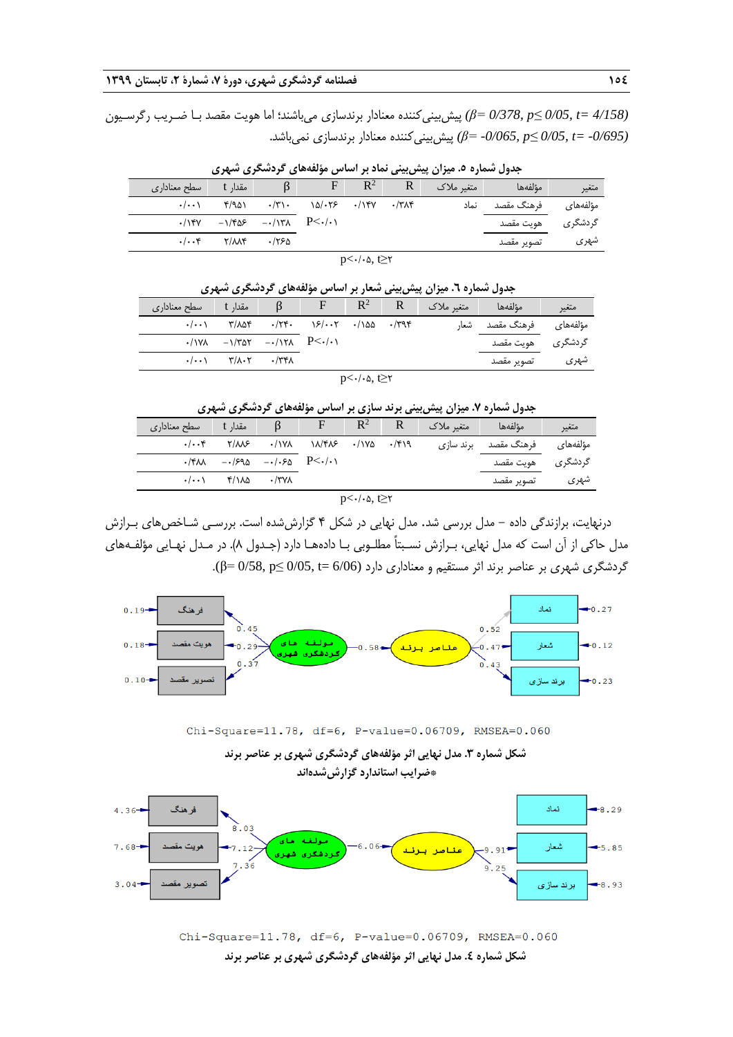پیش‌بینی‌کننده معنادار برندسازی می‌باشند؛ اما هویت مقصد بـا ضـریب رگرسـیون *(β= 0/378, p≤ 0/05, t= 4/158)* پیش‌بینی‌کننده معنادار برندسازی نمی‌باشد. *(β= -0/065, p≤ 0/05, t= -0/695)*

**جدول شماره ٥. میزان پیش‌بینی نماد بر اساس مؤلفه‌های گردشگری شهری**

| متغیر | مؤلفه‌ها | متغیر ملاک | R | $R^2$ | F | β | مقدار t | سطح معناداری |
|---|---|---|---|---|---|---|---|---|
| مؤلفه‌های | فرهنگ مقصد | نماد | ۰/۳۸۴ | ۰/۱۴۷ | ۱۵/۰۲۶ | ۰/۳۱۰ | ۴/۹۵۱ | ۰/۰۰۱ |
| گردشگری | هویت مقصد | | | | P<۰/۰۱ | ۰/۱۳۸- | ۱/۴۵۶- | ۰/۱۴۷ |
| شهری | تصویر مقصد | | | | | ۰/۲۶۵ | ۲/۸۸۴ | ۰/۰۰۴ |

p<۰/۰۵, t≥۲

**جدول شماره ٦. میزان پیش‌بینی شعار بر اساس مؤلفه‌های گردشگری شهری**

| متغیر | مؤلفه‌ها | متغیر ملاک | R | $R^2$ | F | β | مقدار t | سطح معناداری |
|---|---|---|---|---|---|---|---|---|
| مؤلفه‌های | فرهنگ مقصد | شعار | ۰/۳۹۴ | ۰/۱۵۵ | ۱۶/۰۰۲ | ۰/۲۴۰ | ۳/۸۵۴ | ۰/۰۰۱ |
| گردشگری | هویت مقصد | | | | P<۰/۰۱ | ۰/۱۲۸- | ۱/۳۵۲- | ۰/۱۷۸ |
| شهری | تصویر مقصد | | | | | ۰/۳۴۸ | ۳/۸۰۲ | ۰/۰۰۱ |

p<۰/۰۵, t≥۲

**جدول شماره ۷. میزان پیش‌بینی برند سازی بر اساس مؤلفه‌های گردشگری شهری**

| متغیر | مؤلفه‌ها | متغیر ملاک | R | $R^2$ | F | β | مقدار t | سطح معناداری |
|---|---|---|---|---|---|---|---|---|
| مؤلفه‌های | فرهنگ مقصد | برند سازی | ۰/۴۱۹ | ۰/۱۷۵ | ۱۸/۴۸۶ | ۰/۱۷۸ | ۲/۸۸۶ | ۰/۰۰۴ |
| گردشگری | هویت مقصد | | | | P<۰/۰۱ | ۰/۰۶۵- | ۰/۶۹۵- | ۰/۴۸۸ |
| شهری | تصویر مقصد | | | | | ۰/۳۷۸ | ۴/۱۵۸ | ۰/۰۰۱ |

p<۰/۰۵, t≥۲

درنهایت، برازندگی داده – مدل بررسی شد. مدل نهایی در شکل ۴ گزارش‌شده است. بررسـی شـاخص‌های بـرازش مدل حاکی از آن است که مدل نهایی، بـرازش نسـبتاً مطلـوبی بـا داده‌هـا دارد (جـدول ۸). در مـدل نهـایی مؤلفـه‌های گردشگری شهری بر عناصر برند اثر مستقیم و معناداری دارد (β= 0/58, p≤ 0/05, t= 6/06).

Chi-Square=11.78, df=6, P-value=0.06709, RMSEA=0.060

**شکل شماره ۳. مدل نهایی اثر مؤلفه‌های گردشگری شهری بر عناصر برند**

*ضرایب استاندارد گزارش‌شده‌اند

Chi-Square=11.78, df=6, P-value=0.06709, RMSEA=0.060

**شکل شماره ٤. مدل نهایی اثر مؤلفه‌های گردشگری شهری بر عناصر برند**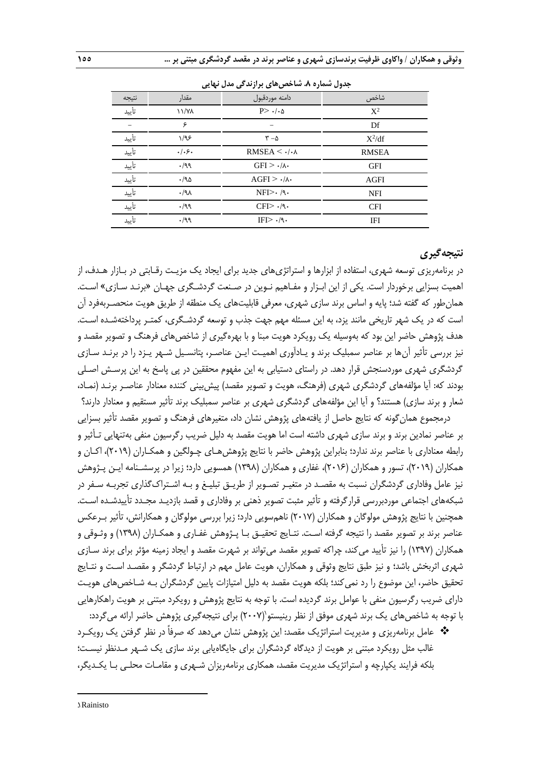**جدول شماره ۸. شاخص‌های برازندگی مدل نهایی**

| شاخص | دامنه موردقبول | مقدار | نتیجه |
|---|---|---|---|
| $X^2$ | P> ۰/۰۵ | ۱۱/۷۸ | تأیید |
| Df | – | ۶ | – |
| $X^2$/df | ۳ –۵ | ۱/۹۶ | تأیید |
| RMSEA | RMSEA < ۰/۰۸ | ۰/۰۶۰ | تأیید |
| GFI | GFI > ۰/۸۰ | ۰/۹۹ | تأیید |
| AGFI | AGFI > ۰/۸۰ | ۰/۹۵ | تأیید |
| NFI | NFI> ۰/۹۰ | ۰/۹۸ | تأیید |
| CFI | CFI> ۰/۹۰ | ۰/۹۹ | تأیید |
| IFI | IFI> ۰/۹۰ | ۰/۹۹ | تأیید |

## نتیجه‌گیری

در برنامه‌ریزی توسعه شهری، استفاده از ابزارها و استراتژی‌های جدید برای ایجاد یک مزیت رقابتی در بازار هدف، از اهمیت بسزایی برخوردار است. یکی از این ابزار و مفاهیم نوین در صنعت گردشگری جهان «برند سازی» است. همان‌طور که گفته شد؛ پایه و اساس برند سازی شهری، معرفی قابلیت‌های یک منطقه از طریق هویت منحصربه‌فرد آن است که در یک شهر تاریخی مانند یزد، به این مسئله مهم جهت جذب و توسعه گردشگری، کمتر پرداخته‌شده است. هدف پژوهش حاضر این بود که به‌وسیله یک رویکرد هویت مبنا و با بهره‌گیری از شاخص‌های فرهنگ و تصویر مقصد و نیز بررسی تأثیر آن‌ها بر عناصر سمبلیک برند و یادآوری اهمیت این عناصر، پتانسیل شهر یزد را در برند سازی گردشگری شهری موردسنجش قرار دهد. در راستای دستیابی به این مفهوم محققین در پی پاسخ به این پرسش اصلی بودند که: آیا مؤلفه‌های گردشگری شهری (فرهنگ، هویت و تصویر مقصد) پیش‌بینی کننده معنادار عناصر برند (نماد، شعار و برند سازی) هستند؟ و آیا این مؤلفه‌های گردشگری شهری بر عناصر سمبلیک برند تأثیر مستقیم و معنادار دارند؟

درمجموع همان‌گونه که نتایج حاصل از یافته‌های پژوهش نشان داد، متغیرهای فرهنگ و تصویر مقصد تأثیر بسزایی بر عناصر نمادین برند و برند سازی شهری داشته است اما هویت مقصد به دلیل ضریب رگرسیون منفی به‌تنهایی تأثیر و رابطه معناداری با عناصر برند ندارد؛ بنابراین پژوهش حاضر با نتایج پژوهش‌های چولگین و همکاران (۲۰۱۹)، اکان و همکاران (۲۰۱۹)، تسور و همکاران (۲۰۱۶)، غفاری و همکاران (۱۳۹۸) همسویی دارد؛ زیرا در پرسشنامه این پژوهش نیز عامل وفاداری گردشگران نسبت به مقصد در متغیر تصویر از طریق تبلیغ و به اشتراک‌گذاری تجربه سفر در شبکه‌های اجتماعی موردبررسی قرارگرفته و تأثیر مثبت تصویر ذهنی بر وفاداری و قصد بازدید مجدد تأییدشده است. همچنین با نتایج پژوهش مولوگان و همکاران (۲۰۱۷) ناهمسویی دارد؛ زیرا بررسی مولوگان و همکارانش، تأثیر برعکس عناصر برند بر تصویر مقصد را نتیجه گرفته است. نتایج تحقیق با پژوهش غفاری و همکاران (۱۳۹۸) و وثوقی و همکاران (۱۳۹۷) را نیز تأیید می‌کند، چراکه تصویر مقصد می‌تواند بر شهرت مقصد و ایجاد زمینه مؤثر برای برند سازی شهری اثربخش باشد؛ و نیز طبق نتایج وثوقی و همکاران، هویت عامل مهم در ارتباط گردشگر و مقصد است و نتایج تحقیق حاضر، این موضوع را رد نمی‌کند؛ بلکه هویت مقصد به دلیل امتیازات پایین گردشگران به شاخص‌های هویت دارای ضریب رگرسیون منفی با عوامل برند گردیده است. با توجه به نتایج پژوهش و رویکرد مبتنی بر هویت راهکارهایی با توجه به شاخص‌های یک برند شهری موفق از نظر رینیستو[1](۲۰۰۷) برای نتیجه‌گیری پژوهش حاضر ارائه می‌گردد:

- عامل برنامه‌ریزی و مدیریت استراتژیک مقصد: این پژوهش نشان می‌دهد که صرفاً در نظر گرفتن یک رویکرد غالب مثل رویکرد مبتنی بر هویت از دیدگاه گردشگران برای جایگاه‌یابی برند سازی یک شهر مدنظر نیست؛ بلکه فرایند یکپارچه و استراتژیک مدیریت مقصد، همکاری برنامه‌ریزان شهری و مقامات محلی با یکدیگر،

[1] Rainisto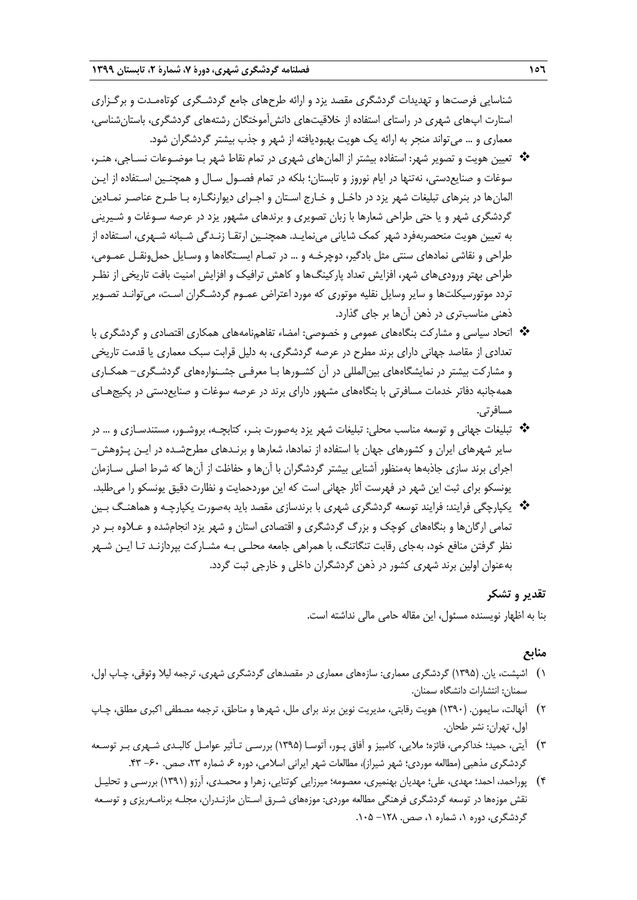شناسایی فرصت‌ها و تهدیدات گردشگری مقصد یزد و ارائه طرح‌های جامع گردشگری کوتاه‌مدت و برگزاری استارت اپ‌های شهری در راستای استفاده از خلاقیت‌های دانش‌آموختگان رشته‌های گردشگری، باستان‌شناسی، معماری و ... می‌تواند منجر به ارائه یک هویت بهبودیافته از شهر و جذب بیشتر گردشگران شود.

- ❖ تعیین هویت و تصویر شهر: استفاده بیشتر از المان‌های شهری در تمام نقاط شهر با موضوعات نساجی، هنر، سوغات و صنایع‌دستی، نه‌تنها در ایام نوروز و تابستان؛ بلکه در تمام فصول سال و همچنین استفاده از این المان‌ها در بنرهای تبلیغات شهر یزد در داخل و خارج استان و اجرای دیوارنگاره با طرح عناصر نمادین گردشگری شهر و یا حتی طراحی شعارها با زبان تصویری و برندهای مشهور یزد در عرصه سوغات و شیرینی به تعیین هویت منحصربه‌فرد شهر کمک شایانی می‌نماید. همچنین ارتقا زندگی شبانه شهری، استفاده از طراحی و نقاشی نمادهای سنتی مثل بادگیر، دوچرخه و ... در تمام ایستگاه‌ها و وسایل حمل‌ونقل عمومی، طراحی بهتر ورودی‌های شهر، افزایش تعداد پارکینگ‌ها و کاهش ترافیک و افزایش امنیت بافت تاریخی از نظر تردد موتورسیکلت‌ها و سایر وسایل نقلیه موتوری که مورد اعتراض عموم گردشگران است، می‌تواند تصویر ذهنی مناسب‌تری در ذهن آن‌ها بر جای گذارد.
- ❖ اتحاد سیاسی و مشارکت بنگاه‌های عمومی و خصوصی: امضاء تفاهم‌نامه‌های همکاری اقتصادی و گردشگری با تعدادی از مقاصد جهانی دارای برند مطرح در عرصه گردشگری، به دلیل قرابت سبک معماری یا قدمت تاریخی و مشارکت بیشتر در نمایشگاه‌های بین‌المللی در آن کشورها با معرفی جشنواره‌های گردشگری- همکاری همه‌جانبه دفاتر خدمات مسافرتی با بنگاه‌های مشهور دارای برند در عرصه سوغات و صنایع‌دستی در پکیج‌های مسافرتی.
- ❖ تبلیغات جهانی و توسعه مناسب محلی: تبلیغات شهر یزد به‌صورت بنر، کتابچه، بروشور، مستندسازی و ... در سایر شهرهای ایران و کشورهای جهان با استفاده از نمادها، شعارها و برندهای مطرح‌شده در این پژوهش- اجرای برند سازی جاذبه‌ها به‌منظور آشنایی بیشتر گردشگران با آن‌ها و حفاظت از آن‌ها که شرط اصلی سازمان یونسکو برای ثبت این شهر در فهرست آثار جهانی است که این موردحمایت و نظارت دقیق یونسکو را می‌طلبد.
- ❖ یکپارچگی فرایند: فرایند توسعه گردشگری شهری با برندسازی مقصد باید به‌صورت یکپارچه و هماهنگ بین تمامی ارگان‌ها و بنگاه‌های کوچک و بزرگ گردشگری و اقتصادی استان و شهر یزد انجام‌شده و علاوه بر در نظر گرفتن منافع خود، به‌جای رقابت تنگاتنگ، با همراهی جامعه محلی به مشارکت بپردازند تا این شهر به‌عنوان اولین برند شهری کشور در ذهن گردشگران داخلی و خارجی ثبت گردد.

## تقدیر و تشکر

بنا به اظهار نویسنده مسئول، این مقاله حامی مالی نداشته است.

## منابع

1. اشپشت، یان. (۱۳۹۵) گردشگری معماری: سازه‌های معماری در مقصدهای گردشگری شهری، ترجمه لیلا وثوقی، چاپ اول، سمنان: انتشارات دانشگاه سمنان.
2. آنهالت، سایمون. (۱۳۹۰) هویت رقابتی، مدیریت نوین برند برای ملل، شهرها و مناطق، ترجمه مصطفی اکبری مطلق، چاپ اول، تهران: نشر طحان.
3. آیتی، حمید؛ خداکرمی، فائزه؛ ملایی، کامبیز و آفاق پور، آتوسا (۱۳۹۵) بررسی تأثیر عوامل کالبدی شهری بر توسعه گردشگری مذهبی (مطالعه موردی؛ شهر شیراز)، مطالعات شهر ایرانی اسلامی، دوره ۶، شماره ۲۳، صص. ۶۰- ۴۳.
4. پوراحمد، احمد؛ مهدی، علی؛ مهدیان بهنمیری، معصومه؛ میرزایی کوتنایی، زهرا و محمدی، آرزو (۱۳۹۱) بررسی و تحلیل نقش موزه‌ها در توسعه گردشگری فرهنگی مطالعه موردی: موزه‌های شرق استان مازندران، مجله برنامه‌ریزی و توسعه گردشگری، دوره ۱، شماره ۱، صص. ۱۲۸- ۱۰۵.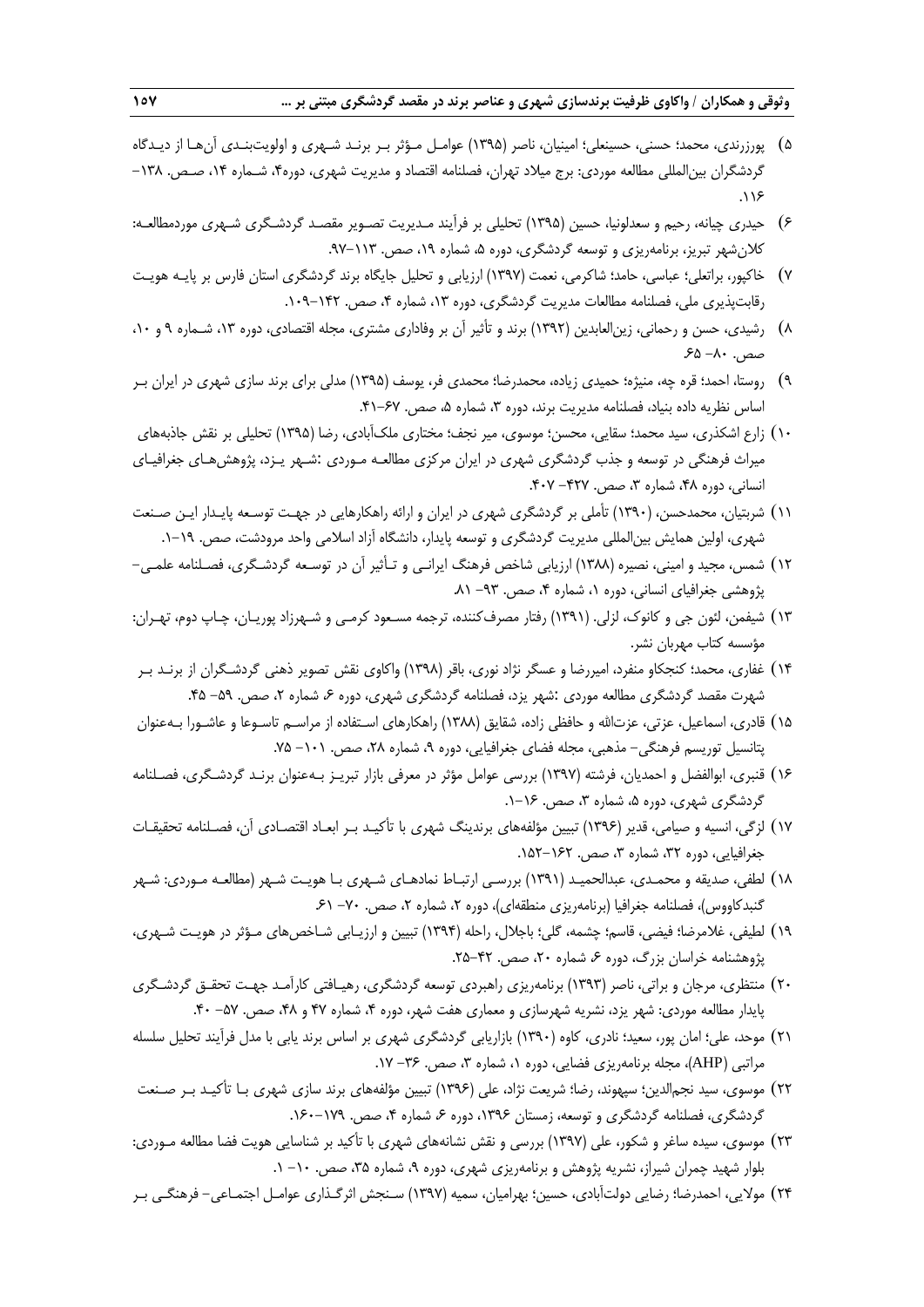۵) پورزرندی، محمد؛ حسنی، حسینعلی؛ امینیان، ناصر (۱۳۹۵) عوامل مؤثر بر برند شهری و اولویت‌بندی آن‌ها از دیدگاه گردشگران بین‌المللی مطالعه موردی: برج میلاد تهران، فصلنامه اقتصاد و مدیریت شهری، دوره۴، شماره ۱۴، صص. ۱۳۸– ۱۱۶.

۶) حیدری چیانه، رحیم و سعدلونیا، حسین (۱۳۹۵) تحلیلی بر فرآیند مدیریت تصویر مقصد گردشگری شهری موردمطالعه: کلان‌شهر تبریز، برنامه‌ریزی و توسعه گردشگری، دوره ۵، شماره ۱۹، صص. ۱۱۳–۹۷.

۷) خاکپور، براتعلی؛ عباسی، حامد؛ شاکرمی، نعمت (۱۳۹۷) ارزیابی و تحلیل جایگاه برند گردشگری استان فارس بر پایه هویت رقابت‌پذیری ملی، فصلنامه مطالعات مدیریت گردشگری، دوره ۱۳، شماره ۴، صص. ۱۴۲–۱۰۹.

۸) رشیدی، حسن و رحمانی، زین‌العابدین (۱۳۹۲) برند و تأثیر آن بر وفاداری مشتری، مجله اقتصادی، دوره ۱۳، شماره ۹ و ۱۰، صص. ۸۰– ۶۵.

۹) روستا، احمد؛ قره چه، منیژه؛ حمیدی زاده، محمدرضا؛ محمدی فر، یوسف (۱۳۹۵) مدلی برای برند سازی شهری در ایران بر اساس نظریه داده بنیاد، فصلنامه مدیریت برند، دوره ۳، شماره ۵، صص. ۶۷–۴۱.

۱۰) زارع اشکذری، سید محمد؛ سقایی، محسن؛ موسوی، میر نجف؛ مختاری ملک‌آبادی، رضا (۱۳۹۵) تحلیلی بر نقش جاذبه‌های میراث فرهنگی در توسعه و جذب گردشگری شهری در ایران مرکزی مطالعه موردی :شهر یزد، پژوهش‌های جغرافیای انسانی، دوره ۴۸، شماره ۳، صص. ۴۲۷– ۴۰۷.

۱۱) شربتیان، محمدحسن، (۱۳۹۰) تأملی بر گردشگری شهری در ایران و ارائه راهکارهایی در جهت توسعه پایدار این صنعت شهری، اولین همایش بین‌المللی مدیریت گردشگری و توسعه پایدار، دانشگاه آزاد اسلامی واحد مرودشت، صص. ۱۹–۱.

۱۲) شمس، مجید و امینی، نصیره (۱۳۸۸) ارزیابی شاخص فرهنگ ایرانی و تأثیر آن در توسعه گردشگری، فصلنامه علمی– پژوهشی جغرافیای انسانی، دوره ۱، شماره ۴، صص. ۹۳– ۸۱.

۱۳) شیفمن، لئون جی و کانوک، لزلی. (۱۳۹۱) رفتار مصرف‌کننده، ترجمه مسعود کرمی و شهرزاد پوریان، چاپ دوم، تهران: مؤسسه کتاب مهربان نشر.

۱۴) غفاری، محمد؛ کنجکاو منفرد، امیررضا و عسگر نژاد نوری، باقر (۱۳۹۸) واکاوی نقش تصویر ذهنی گردشگران از برند بر شهرت مقصد گردشگری مطالعه موردی :شهر یزد، فصلنامه گردشگری شهری، دوره ۶، شماره ۲، صص. ۵۹– ۴۵.

۱۵) قادری، اسماعیل، عزتی، عزت‌الله و حافظی زاده، شقایق (۱۳۸۸) راهکارهای استفاده از مراسم تاسوعا و عاشورا به‌عنوان پتانسیل توریسم فرهنگی– مذهبی، مجله فضای جغرافیایی، دوره ۹، شماره ۲۸، صص. ۱۰۱– ۷۵.

۱۶) قنبری، ابوالفضل و احمدیان، فرشته (۱۳۹۷) بررسی عوامل مؤثر در معرفی بازار تبریز به‌عنوان برند گردشگری، فصلنامه گردشگری شهری، دوره ۵، شماره ۳، صص. ۱۶–۱.

۱۷) لزگی، انسیه و صیامی، قدیر (۱۳۹۶) تبیین مؤلفه‌های برندینگ شهری با تأکید بر ابعاد اقتصادی آن، فصلنامه تحقیقات جغرافیایی، دوره ۳۲، شماره ۳، صص. ۱۶۲–۱۵۲.

۱۸) لطفی، صدیقه و محمدی، عبدالحمید (۱۳۹۱) بررسی ارتباط نمادهای شهری با هویت شهر (مطالعه موردی: شهر گنبدکاووس)، فصلنامه جغرافیا (برنامه‌ریزی منطقه‌ای)، دوره ۲، شماره ۲، صص. ۷۰– ۶۱.

۱۹) لطیفی، غلامرضا؛ فیضی، قاسم؛ چشمه، گلی؛ باجلال، راحله (۱۳۹۴) تبیین و ارزیابی شاخص‌های مؤثر در هویت شهری، پژوهشنامه خراسان بزرگ، دوره ۶، شماره ۲۰، صص. ۴۲–۲۵.

۲۰) منتظری، مرجان و براتی، ناصر (۱۳۹۳) برنامه‌ریزی راهبردی توسعه گردشگری، رهیافتی کارآمد جهت تحقق گردشگری پایدار مطالعه موردی: شهر یزد، نشریه شهرسازی و معماری هفت شهر، دوره ۴، شماره ۴۷ و ۴۸، صص. ۵۷– ۴۰.

۲۱) موحد، علی؛ امان پور، سعید؛ نادری، کاوه (۱۳۹۰) بازاریابی گردشگری شهری بر اساس برند یابی با مدل فرآیند تحلیل سلسله مراتبی (AHP)، مجله برنامه‌ریزی فضایی، دوره ۱، شماره ۳، صص. ۳۶– ۱۷.

۲۲) موسوی، سید نجم‌الدین؛ سپهوند، رضا؛ شریعت نژاد، علی (۱۳۹۶) تبیین مؤلفه‌های برند سازی شهری با تأکید بر صنعت گردشگری، فصلنامه گردشگری و توسعه، زمستان ۱۳۹۶، دوره ۶، شماره ۴، صص. ۱۷۹–۱۶۰.

۲۳) موسوی، سیده ساغر و شکور، علی (۱۳۹۷) بررسی و نقش نشانه‌های شهری با تأکید بر شناسایی هویت فضا مطالعه موردی: بلوار شهید چمران شیراز، نشریه پژوهش و برنامه‌ریزی شهری، دوره ۹، شماره ۳۵، صص. ۱۰– ۱.

۲۴) مولایی، احمدرضا؛ رضایی دولت‌آبادی، حسین؛ بهرامیان، سمیه (۱۳۹۷) سنجش اثرگذاری عوامل اجتماعی– فرهنگی بر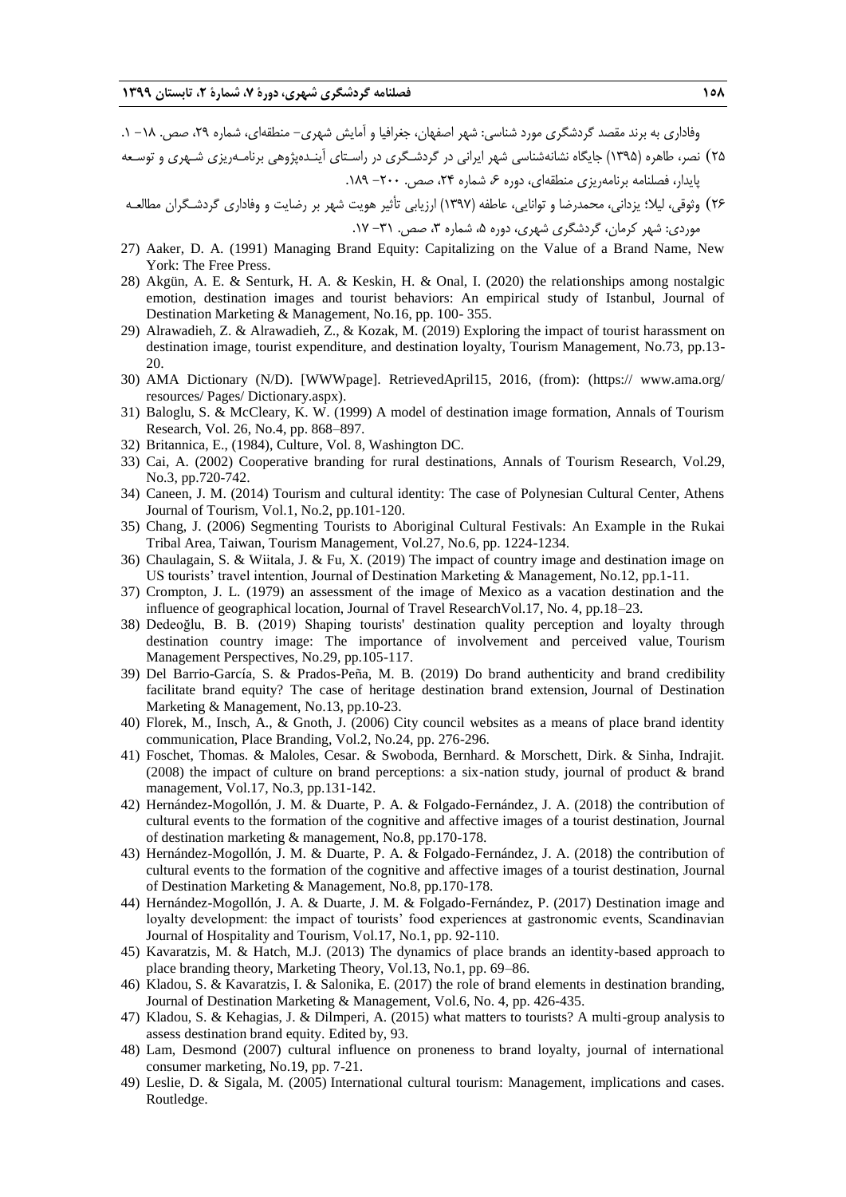وفاداری به برند مقصد گردشگری مورد شناسی: شهر اصفهان، جغرافیا و آمایش شهری– منطقه‌ای، شماره ۲۹، صص. ۱۸– ۱.

۲۵) نصر، طاهره (۱۳۹۵) جایگاه نشانه‌شناسی شهر ایرانی در گردشگری در راستای آینده‌پژوهی برنامه‌ریزی شهری و توسعه پایدار، فصلنامه برنامه‌ریزی منطقه‌ای، دوره ۶، شماره ۲۴، صص. ۲۰۰– ۱۸۹.

۲۶) وثوقی، لیلا؛ یزدانی، محمدرضا و توانایی، عاطفه (۱۳۹۷) ارزیابی تأثیر هویت شهر بر رضایت و وفاداری گردشگران مطالعه موردی: شهر کرمان، گردشگری شهری، دوره ۵، شماره ۳، صص. ۳۱– ۱۷.

27) Aaker, D. A. (1991) Managing Brand Equity: Capitalizing on the Value of a Brand Name, New York: The Free Press.

28) Akgün, A. E. & Senturk, H. A. & Keskin, H. & Onal, I. (2020) the relationships among nostalgic emotion, destination images and tourist behaviors: An empirical study of Istanbul, Journal of Destination Marketing & Management, No.16, pp. 100- 355.

29) Alrawadieh, Z. & Alrawadieh, Z., & Kozak, M. (2019) Exploring the impact of tourist harassment on destination image, tourist expenditure, and destination loyalty, Tourism Management, No.73, pp.13-20.

30) AMA Dictionary (N/D). [WWWpage]. RetrievedApril15, 2016, (from): (https:// www.ama.org/ resources/ Pages/ Dictionary.aspx).

31) Baloglu, S. & McCleary, K. W. (1999) A model of destination image formation, Annals of Tourism Research, Vol. 26, No.4, pp. 868–897.

32) Britannica, E., (1984), Culture, Vol. 8, Washington DC.

33) Cai, A. (2002) Cooperative branding for rural destinations, Annals of Tourism Research, Vol.29, No.3, pp.720-742.

34) Caneen, J. M. (2014) Tourism and cultural identity: The case of Polynesian Cultural Center, Athens Journal of Tourism, Vol.1, No.2, pp.101-120.

35) Chang, J. (2006) Segmenting Tourists to Aboriginal Cultural Festivals: An Example in the Rukai Tribal Area, Taiwan, Tourism Management, Vol.27, No.6, pp. 1224-1234.

36) Chaulagain, S. & Wiitala, J. & Fu, X. (2019) The impact of country image and destination image on US tourists' travel intention, Journal of Destination Marketing & Management, No.12, pp.1-11.

37) Crompton, J. L. (1979) an assessment of the image of Mexico as a vacation destination and the influence of geographical location, Journal of Travel ResearchVol.17, No. 4, pp.18–23.

38) Dedeoğlu, B. B. (2019) Shaping tourists' destination quality perception and loyalty through destination country image: The importance of involvement and perceived value, Tourism Management Perspectives, No.29, pp.105-117.

39) Del Barrio-García, S. & Prados-Peña, M. B. (2019) Do brand authenticity and brand credibility facilitate brand equity? The case of heritage destination brand extension, Journal of Destination Marketing & Management, No.13, pp.10-23.

40) Florek, M., Insch, A., & Gnoth, J. (2006) City council websites as a means of place brand identity communication, Place Branding, Vol.2, No.24, pp. 276-296.

41) Foschet, Thomas. & Maloles, Cesar. & Swoboda, Bernhard. & Morschett, Dirk. & Sinha, Indrajit. (2008) the impact of culture on brand perceptions: a six-nation study, journal of product & brand management, Vol.17, No.3, pp.131-142.

42) Hernández-Mogollón, J. M. & Duarte, P. A. & Folgado-Fernández, J. A. (2018) the contribution of cultural events to the formation of the cognitive and affective images of a tourist destination, Journal of destination marketing & management, No.8, pp.170-178.

43) Hernández-Mogollón, J. M. & Duarte, P. A. & Folgado-Fernández, J. A. (2018) the contribution of cultural events to the formation of the cognitive and affective images of a tourist destination, Journal of Destination Marketing & Management, No.8, pp.170-178.

44) Hernández-Mogollón, J. A. & Duarte, J. M. & Folgado-Fernández, P. (2017) Destination image and loyalty development: the impact of tourists' food experiences at gastronomic events, Scandinavian Journal of Hospitality and Tourism, Vol.17, No.1, pp. 92-110.

45) Kavaratzis, M. & Hatch, M.J. (2013) The dynamics of place brands an identity-based approach to place branding theory, Marketing Theory, Vol.13, No.1, pp. 69–86.

46) Kladou, S. & Kavaratzis, I. & Salonika, E. (2017) the role of brand elements in destination branding, Journal of Destination Marketing & Management, Vol.6, No. 4, pp. 426-435.

47) Kladou, S. & Kehagias, J. & Dilmperi, A. (2015) what matters to tourists? A multi-group analysis to assess destination brand equity. Edited by, 93.

48) Lam, Desmond (2007) cultural influence on proneness to brand loyalty, journal of international consumer marketing, No.19, pp. 7-21.

49) Leslie, D. & Sigala, M. (2005) International cultural tourism: Management, implications and cases. Routledge.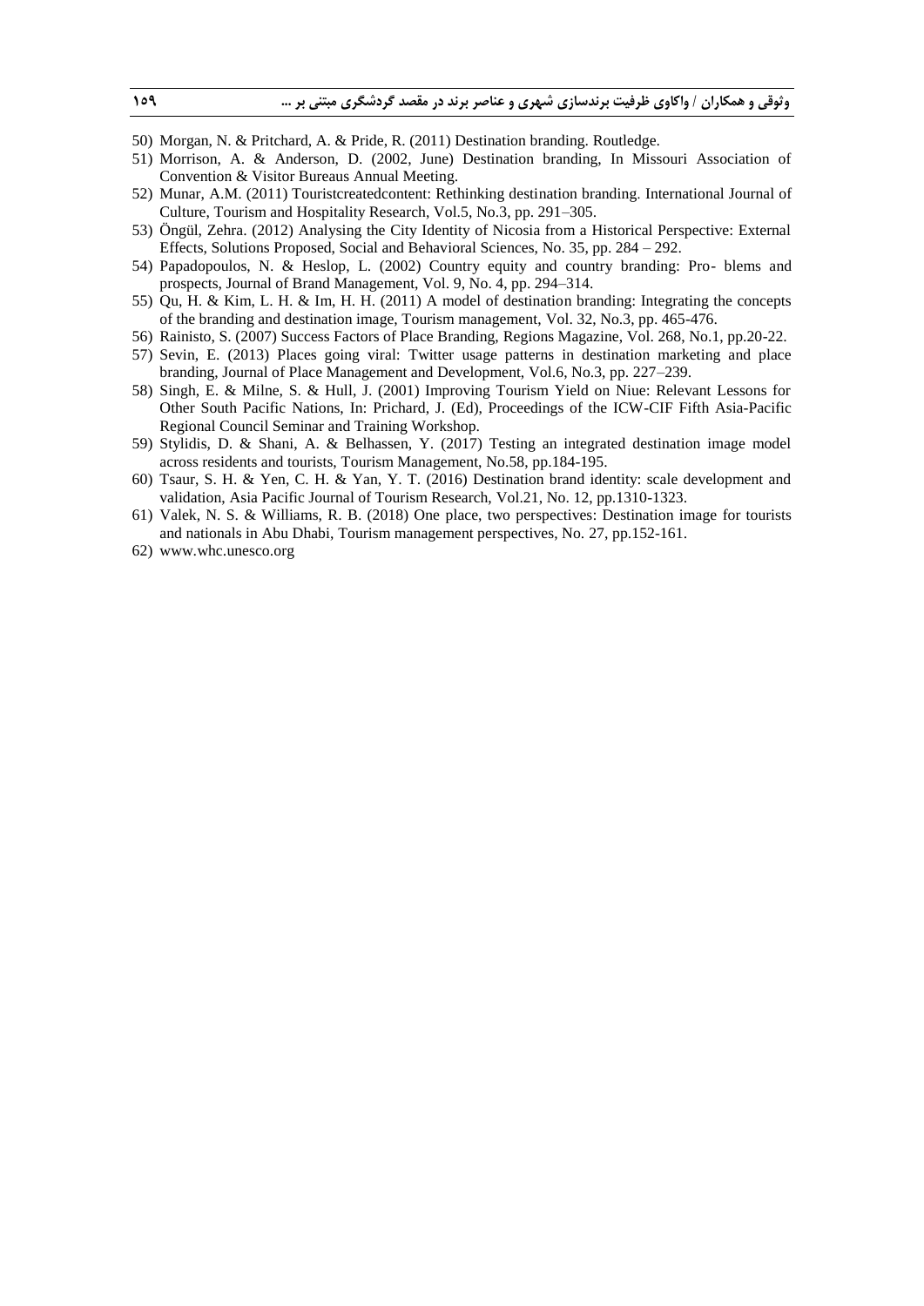50) Morgan, N. & Pritchard, A. & Pride, R. (2011) Destination branding. Routledge.
51) Morrison, A. & Anderson, D. (2002, June) Destination branding, In Missouri Association of Convention & Visitor Bureaus Annual Meeting.
52) Munar, A.M. (2011) Touristcreatedcontent: Rethinking destination branding. International Journal of Culture, Tourism and Hospitality Research, Vol.5, No.3, pp. 291–305.
53) Öngül, Zehra. (2012) Analysing the City Identity of Nicosia from a Historical Perspective: External Effects, Solutions Proposed, Social and Behavioral Sciences, No. 35, pp. 284 – 292.
54) Papadopoulos, N. & Heslop, L. (2002) Country equity and country branding: Pro- blems and prospects, Journal of Brand Management, Vol. 9, No. 4, pp. 294–314.
55) Qu, H. & Kim, L. H. & Im, H. H. (2011) A model of destination branding: Integrating the concepts of the branding and destination image, Tourism management, Vol. 32, No.3, pp. 465-476.
56) Rainisto, S. (2007) Success Factors of Place Branding, Regions Magazine, Vol. 268, No.1, pp.20-22.
57) Sevin, E. (2013) Places going viral: Twitter usage patterns in destination marketing and place branding, Journal of Place Management and Development, Vol.6, No.3, pp. 227–239.
58) Singh, E. & Milne, S. & Hull, J. (2001) Improving Tourism Yield on Niue: Relevant Lessons for Other South Pacific Nations, In: Prichard, J. (Ed), Proceedings of the ICW-CIF Fifth Asia-Pacific Regional Council Seminar and Training Workshop.
59) Stylidis, D. & Shani, A. & Belhassen, Y. (2017) Testing an integrated destination image model across residents and tourists, Tourism Management, No.58, pp.184-195.
60) Tsaur, S. H. & Yen, C. H. & Yan, Y. T. (2016) Destination brand identity: scale development and validation, Asia Pacific Journal of Tourism Research, Vol.21, No. 12, pp.1310-1323.
61) Valek, N. S. & Williams, R. B. (2018) One place, two perspectives: Destination image for tourists and nationals in Abu Dhabi, Tourism management perspectives, No. 27, pp.152-161.
62) www.whc.unesco.org